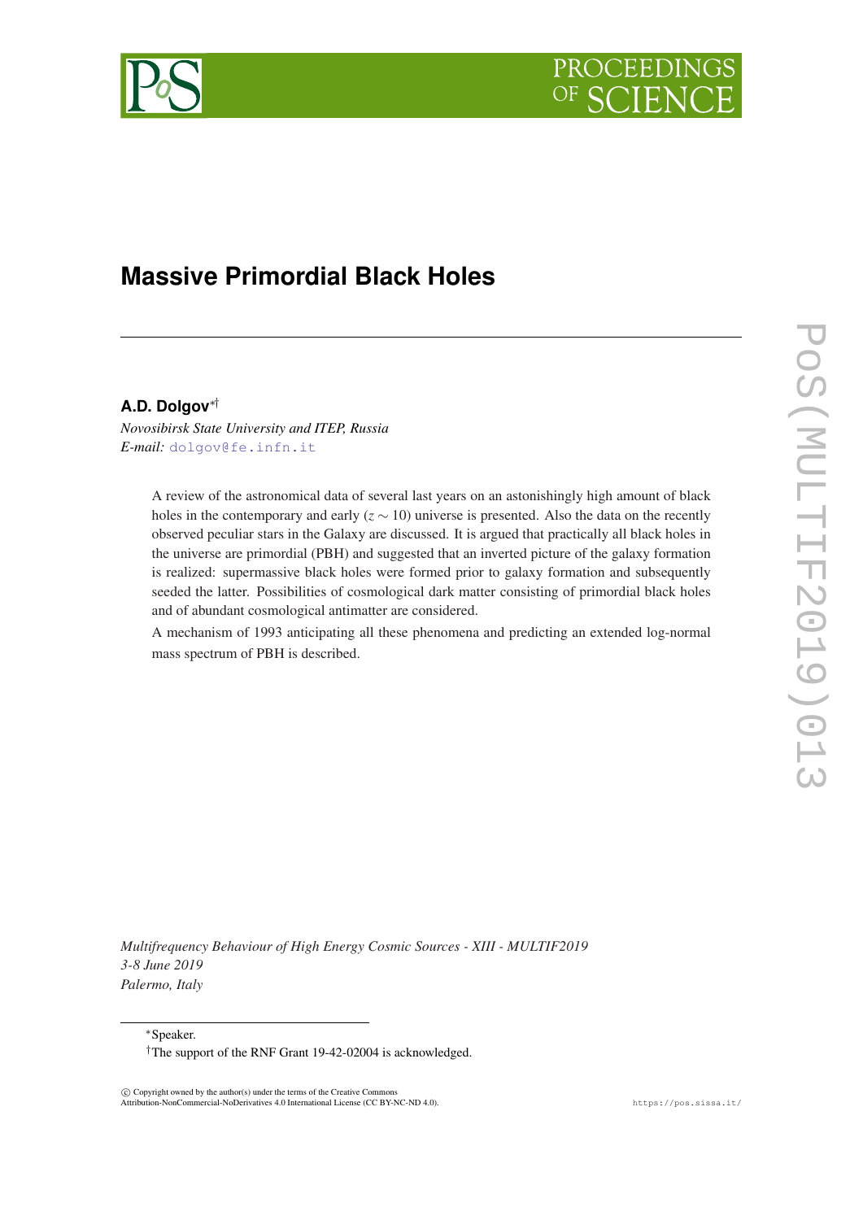# Massive Primordial Black Holes

**A.D. Dolgov**[*†]

*Novosibirsk State University and ITEP, Russia*
*E-mail:* dolgov@fe.infn.it

A review of the astronomical data of several last years on an astonishingly high amount of black holes in the contemporary and early ($z \sim 10$) universe is presented. Also the data on the recently observed peculiar stars in the Galaxy are discussed. It is argued that practically all black holes in the universe are primordial (PBH) and suggested that an inverted picture of the galaxy formation is realized: supermassive black holes were formed prior to galaxy formation and subsequently seeded the latter. Possibilities of cosmological dark matter consisting of primordial black holes and of abundant cosmological antimatter are considered.

A mechanism of 1993 anticipating all these phenomena and predicting an extended log-normal mass spectrum of PBH is described.

*Multifrequency Behaviour of High Energy Cosmic Sources - XIII - MULTIF2019*
*3-8 June 2019*
*Palermo, Italy*

[*]Speaker.
[†]The support of the RNF Grant 19-42-02004 is acknowledged.

© Copyright owned by the author(s) under the terms of the Creative Commons Attribution-NonCommercial-NoDerivatives 4.0 International License (CC BY-NC-ND 4.0).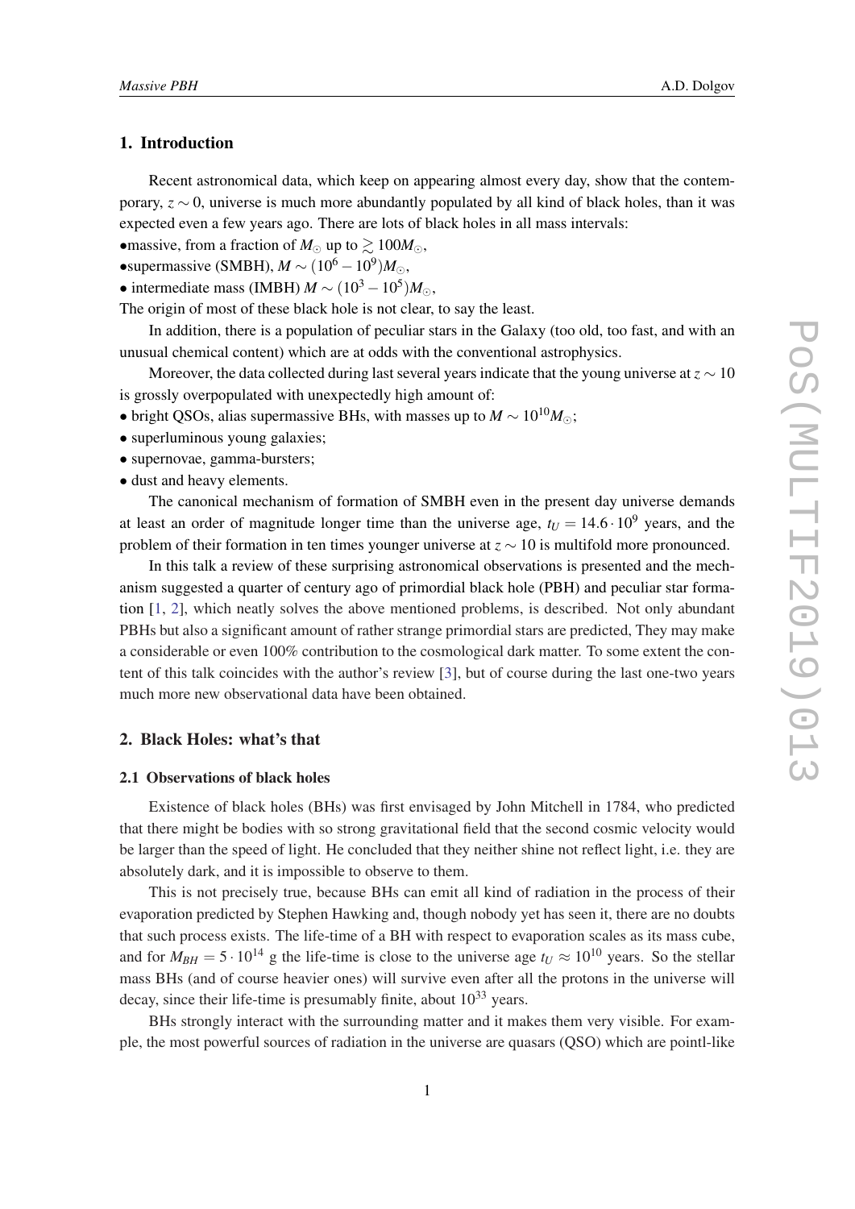## 1. Introduction

Recent astronomical data, which keep on appearing almost every day, show that the contemporary, $z \sim 0$, universe is much more abundantly populated by all kind of black holes, than it was expected even a few years ago. There are lots of black holes in all mass intervals:

- massive, from a fraction of $M_\odot$ up to $\gtrsim 100 M_\odot$,
- supermassive (SMBH), $M \sim (10^6 - 10^9) M_\odot$,
- intermediate mass (IMBH) $M \sim (10^3 - 10^5) M_\odot$,

The origin of most of these black hole is not clear, to say the least.

In addition, there is a population of peculiar stars in the Galaxy (too old, too fast, and with an unusual chemical content) which are at odds with the conventional astrophysics.

Moreover, the data collected during last several years indicate that the young universe at $z \sim 10$ is grossly overpopulated with unexpectedly high amount of:

- bright QSOs, alias supermassive BHs, with masses up to $M \sim 10^{10} M_\odot$;
- superluminous young galaxies;
- supernovae, gamma-bursters;
- dust and heavy elements.

The canonical mechanism of formation of SMBH even in the present day universe demands at least an order of magnitude longer time than the universe age, $t_U = 14.6 \cdot 10^9$ years, and the problem of their formation in ten times younger universe at $z \sim 10$ is multifold more pronounced.

In this talk a review of these surprising astronomical observations is presented and the mechanism suggested a quarter of century ago of primordial black hole (PBH) and peculiar star formation [1, 2], which neatly solves the above mentioned problems, is described. Not only abundant PBHs but also a significant amount of rather strange primordial stars are predicted, They may make a considerable or even 100% contribution to the cosmological dark matter. To some extent the content of this talk coincides with the author's review [3], but of course during the last one-two years much more new observational data have been obtained.

## 2. Black Holes: what's that

### 2.1 Observations of black holes

Existence of black holes (BHs) was first envisaged by John Mitchell in 1784, who predicted that there might be bodies with so strong gravitational field that the second cosmic velocity would be larger than the speed of light. He concluded that they neither shine not reflect light, i.e. they are absolutely dark, and it is impossible to observe to them.

This is not precisely true, because BHs can emit all kind of radiation in the process of their evaporation predicted by Stephen Hawking and, though nobody yet has seen it, there are no doubts that such process exists. The life-time of a BH with respect to evaporation scales as its mass cube, and for $M_{BH} = 5 \cdot 10^{14}$ g the life-time is close to the universe age $t_U \approx 10^{10}$ years. So the stellar mass BHs (and of course heavier ones) will survive even after all the protons in the universe will decay, since their life-time is presumably finite, about $10^{33}$ years.

BHs strongly interact with the surrounding matter and it makes them very visible. For example, the most powerful sources of radiation in the universe are quasars (QSO) which are pointl-like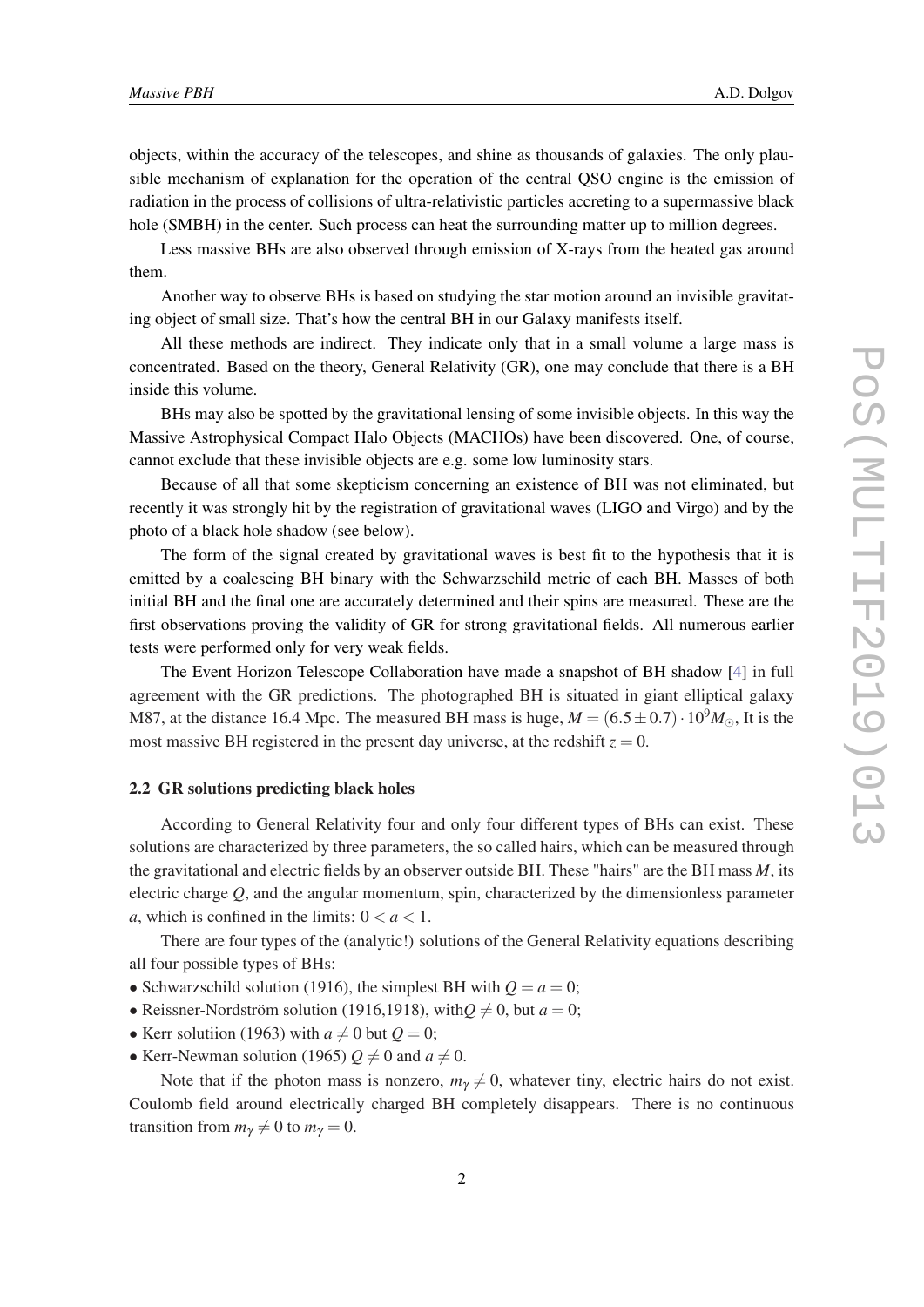objects, within the accuracy of the telescopes, and shine as thousands of galaxies. The only plausible mechanism of explanation for the operation of the central QSO engine is the emission of radiation in the process of collisions of ultra-relativistic particles accreting to a supermassive black hole (SMBH) in the center. Such process can heat the surrounding matter up to million degrees.

Less massive BHs are also observed through emission of X-rays from the heated gas around them.

Another way to observe BHs is based on studying the star motion around an invisible gravitating object of small size. That's how the central BH in our Galaxy manifests itself.

All these methods are indirect. They indicate only that in a small volume a large mass is concentrated. Based on the theory, General Relativity (GR), one may conclude that there is a BH inside this volume.

BHs may also be spotted by the gravitational lensing of some invisible objects. In this way the Massive Astrophysical Compact Halo Objects (MACHOs) have been discovered. One, of course, cannot exclude that these invisible objects are e.g. some low luminosity stars.

Because of all that some skepticism concerning an existence of BH was not eliminated, but recently it was strongly hit by the registration of gravitational waves (LIGO and Virgo) and by the photo of a black hole shadow (see below).

The form of the signal created by gravitational waves is best fit to the hypothesis that it is emitted by a coalescing BH binary with the Schwarzschild metric of each BH. Masses of both initial BH and the final one are accurately determined and their spins are measured. These are the first observations proving the validity of GR for strong gravitational fields. All numerous earlier tests were performed only for very weak fields.

The Event Horizon Telescope Collaboration have made a snapshot of BH shadow [4] in full agreement with the GR predictions. The photographed BH is situated in giant elliptical galaxy M87, at the distance 16.4 Mpc. The measured BH mass is huge, $M = (6.5 \pm 0.7) \cdot 10^9 M_\odot$, It is the most massive BH registered in the present day universe, at the redshift $z = 0$.

### 2.2 GR solutions predicting black holes

According to General Relativity four and only four different types of BHs can exist. These solutions are characterized by three parameters, the so called hairs, which can be measured through the gravitational and electric fields by an observer outside BH. These "hairs" are the BH mass $M$, its electric charge $Q$, and the angular momentum, spin, characterized by the dimensionless parameter $a$, which is confined in the limits: $0 < a < 1$.

There are four types of the (analytic!) solutions of the General Relativity equations describing all four possible types of BHs:

- Schwarzschild solution (1916), the simplest BH with $Q = a = 0$;
- Reissner-Nordström solution (1916,1918), with$Q \neq 0$, but $a = 0$;
- Kerr solutiion (1963) with $a \neq 0$ but $Q = 0$;
- Kerr-Newman solution (1965) $Q \neq 0$ and $a \neq 0$.

Note that if the photon mass is nonzero, $m_\gamma \neq 0$, whatever tiny, electric hairs do not exist. Coulomb field around electrically charged BH completely disappears. There is no continuous transition from $m_\gamma \neq 0$ to $m_\gamma = 0$.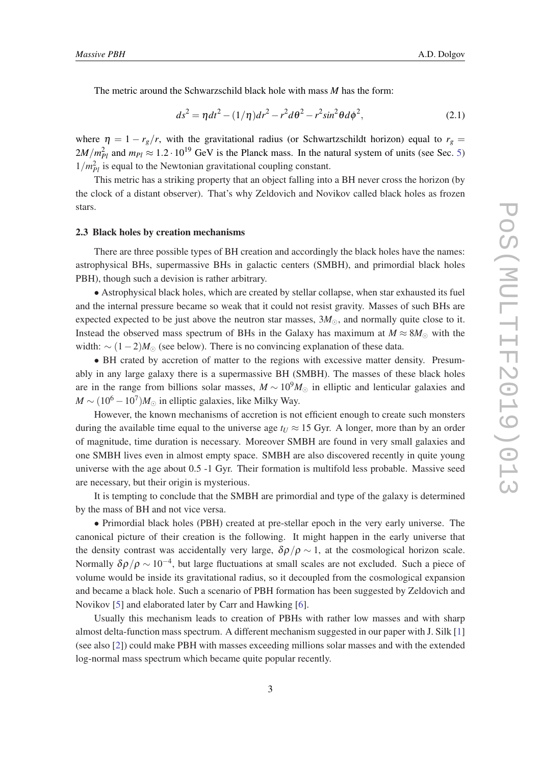The metric around the Schwarzschild black hole with mass $M$ has the form:

$$ds^2 = \eta dt^2 - (1/\eta)dr^2 - r^2 d\theta^2 - r^2 sin^2\theta d\phi^2, \tag{2.1}$$

where $\eta = 1 - r_g/r$, with the gravitational radius (or Schwartzschildt horizon) equal to $r_g = 2M/m_{Pl}^2$ and $m_{Pl} \approx 1.2 \cdot 10^{19}$ GeV is the Planck mass. In the natural system of units (see Sec. 5) $1/m_{Pl}^2$ is equal to the Newtonian gravitational coupling constant.

This metric has a striking property that an object falling into a BH never cross the horizon (by the clock of a distant observer). That's why Zeldovich and Novikov called black holes as frozen stars.

### 2.3 Black holes by creation mechanisms

There are three possible types of BH creation and accordingly the black holes have the names: astrophysical BHs, supermassive BHs in galactic centers (SMBH), and primordial black holes PBH), though such a devision is rather arbitrary.

• Astrophysical black holes, which are created by stellar collapse, when star exhausted its fuel and the internal pressure became so weak that it could not resist gravity. Masses of such BHs are expected expected to be just above the neutron star masses, $3M_\odot$, and normally quite close to it. Instead the observed mass spectrum of BHs in the Galaxy has maximum at $M \approx 8M_\odot$ with the width: $\sim (1-2)M_\odot$ (see below). There is no convincing explanation of these data.

• BH crated by accretion of matter to the regions with excessive matter density. Presumably in any large galaxy there is a supermassive BH (SMBH). The masses of these black holes are in the range from billions solar masses, $M \sim 10^9 M_\odot$ in elliptic and lenticular galaxies and $M \sim (10^6 - 10^7)M_\odot$ in elliptic galaxies, like Milky Way.

However, the known mechanisms of accretion is not efficient enough to create such monsters during the available time equal to the universe age $t_U \approx 15$ Gyr. A longer, more than by an order of magnitude, time duration is necessary. Moreover SMBH are found in very small galaxies and one SMBH lives even in almost empty space. SMBH are also discovered recently in quite young universe with the age about 0.5 -1 Gyr. Their formation is multifold less probable. Massive seed are necessary, but their origin is mysterious.

It is tempting to conclude that the SMBH are primordial and type of the galaxy is determined by the mass of BH and not vice versa.

• Primordial black holes (PBH) created at pre-stellar epoch in the very early universe. The canonical picture of their creation is the following. It might happen in the early universe that the density contrast was accidentally very large, $\delta\rho/\rho \sim 1$, at the cosmological horizon scale. Normally $\delta\rho/\rho \sim 10^{-4}$, but large fluctuations at small scales are not excluded. Such a piece of volume would be inside its gravitational radius, so it decoupled from the cosmological expansion and became a black hole. Such a scenario of PBH formation has been suggested by Zeldovich and Novikov [5] and elaborated later by Carr and Hawking [6].

Usually this mechanism leads to creation of PBHs with rather low masses and with sharp almost delta-function mass spectrum. A different mechanism suggested in our paper with J. Silk [1] (see also [2]) could make PBH with masses exceeding millions solar masses and with the extended log-normal mass spectrum which became quite popular recently.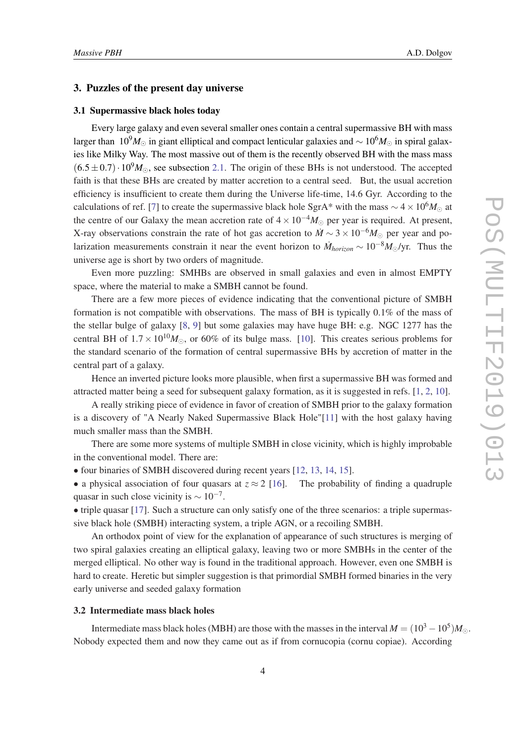## 3. Puzzles of the present day universe

### 3.1 Supermassive black holes today

Every large galaxy and even several smaller ones contain a central supermassive BH with mass larger than $10^9 M_\odot$ in giant elliptical and compact lenticular galaxies and $\sim 10^6 M_\odot$ in spiral galaxies like Milky Way. The most massive out of them is the recently observed BH with the mass mass $(6.5 \pm 0.7) \cdot 10^9 M_\odot$, see subsection 2.1. The origin of these BHs is not understood. The accepted faith is that these BHs are created by matter accretion to a central seed. But, the usual accretion efficiency is insufficient to create them during the Universe life-time, 14.6 Gyr. According to the calculations of ref. [7] to create the supermassive black hole SgrA* with the mass $\sim 4 \times 10^6 M_\odot$ at the centre of our Galaxy the mean accretion rate of $4 \times 10^{-4} M_\odot$ per year is required. At present, X-ray observations constrain the rate of hot gas accretion to $\dot{M} \sim 3 \times 10^{-6} M_\odot$ per year and polarization measurements constrain it near the event horizon to $\dot{M}_{horizon} \sim 10^{-8} M_\odot$/yr. Thus the universe age is short by two orders of magnitude.

Even more puzzling: SMHBs are observed in small galaxies and even in almost EMPTY space, where the material to make a SMBH cannot be found.

There are a few more pieces of evidence indicating that the conventional picture of SMBH formation is not compatible with observations. The mass of BH is typically 0.1% of the mass of the stellar bulge of galaxy [8, 9] but some galaxies may have huge BH: e.g. NGC 1277 has the central BH of $1.7 \times 10^{10} M_\odot$, or 60% of its bulge mass. [10]. This creates serious problems for the standard scenario of the formation of central supermassive BHs by accretion of matter in the central part of a galaxy.

Hence an inverted picture looks more plausible, when first a supermassive BH was formed and attracted matter being a seed for subsequent galaxy formation, as it is suggested in refs. [1, 2, 10].

A really striking piece of evidence in favor of creation of SMBH prior to the galaxy formation is a discovery of "A Nearly Naked Supermassive Black Hole"[11] with the host galaxy having much smaller mass than the SMBH.

There are some more systems of multiple SMBH in close vicinity, which is highly improbable in the conventional model. There are:

- four binaries of SMBH discovered during recent years [12, 13, 14, 15].
- a physical association of four quasars at $z \approx 2$ [16]. The probability of finding a quadruple quasar in such close vicinity is $\sim 10^{-7}$.
- triple quasar [17]. Such a structure can only satisfy one of the three scenarios: a triple supermassive black hole (SMBH) interacting system, a triple AGN, or a recoiling SMBH.

An orthodox point of view for the explanation of appearance of such structures is merging of two spiral galaxies creating an elliptical galaxy, leaving two or more SMBHs in the center of the merged elliptical. No other way is found in the traditional approach. However, even one SMBH is hard to create. Heretic but simpler suggestion is that primordial SMBH formed binaries in the very early universe and seeded galaxy formation

### 3.2 Intermediate mass black holes

Intermediate mass black holes (MBH) are those with the masses in the interval $M = (10^3 - 10^5) M_\odot$. Nobody expected them and now they came out as if from cornucopia (cornu copiae). According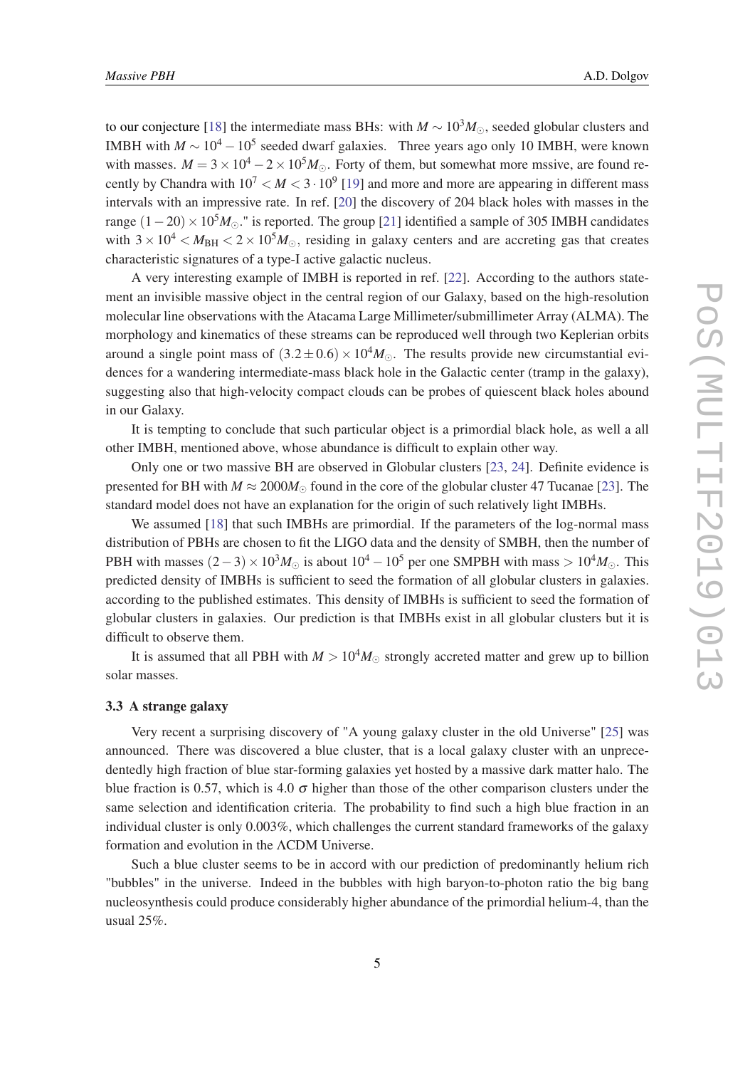to our conjecture [18] the intermediate mass BHs: with $M \sim 10^3 M_\odot$, seeded globular clusters and IMBH with $M \sim 10^4 - 10^5$ seeded dwarf galaxies. Three years ago only 10 IMBH, were known with masses. $M = 3 \times 10^4 - 2 \times 10^5 M_\odot$. Forty of them, but somewhat more mssive, are found recently by Chandra with $10^7 < M < 3 \cdot 10^9$ [19] and more and more are appearing in different mass intervals with an impressive rate. In ref. [20] the discovery of 204 black holes with masses in the range $(1 - 20) \times 10^5 M_\odot$." is reported. The group [21] identified a sample of 305 IMBH candidates with $3 \times 10^4 < M_{\rm BH} < 2 \times 10^5 M_\odot$, residing in galaxy centers and are accreting gas that creates characteristic signatures of a type-I active galactic nucleus.

A very interesting example of IMBH is reported in ref. [22]. According to the authors statement an invisible massive object in the central region of our Galaxy, based on the high-resolution molecular line observations with the Atacama Large Millimeter/submillimeter Array (ALMA). The morphology and kinematics of these streams can be reproduced well through two Keplerian orbits around a single point mass of $(3.2 \pm 0.6) \times 10^4 M_\odot$. The results provide new circumstantial evidences for a wandering intermediate-mass black hole in the Galactic center (tramp in the galaxy), suggesting also that high-velocity compact clouds can be probes of quiescent black holes abound in our Galaxy.

It is tempting to conclude that such particular object is a primordial black hole, as well a all other IMBH, mentioned above, whose abundance is difficult to explain other way.

Only one or two massive BH are observed in Globular clusters [23, 24]. Definite evidence is presented for BH with $M \approx 2000 M_\odot$ found in the core of the globular cluster 47 Tucanae [23]. The standard model does not have an explanation for the origin of such relatively light IMBHs.

We assumed [18] that such IMBHs are primordial. If the parameters of the log-normal mass distribution of PBHs are chosen to fit the LIGO data and the density of SMBH, then the number of PBH with masses $(2-3) \times 10^3 M_\odot$ is about $10^4 - 10^5$ per one SMPBH with mass $> 10^4 M_\odot$. This predicted density of IMBHs is sufficient to seed the formation of all globular clusters in galaxies. according to the published estimates. This density of IMBHs is sufficient to seed the formation of globular clusters in galaxies. Our prediction is that IMBHs exist in all globular clusters but it is difficult to observe them.

It is assumed that all PBH with $M > 10^4 M_\odot$ strongly accreted matter and grew up to billion solar masses.

### 3.3 A strange galaxy

Very recent a surprising discovery of "A young galaxy cluster in the old Universe" [25] was announced. There was discovered a blue cluster, that is a local galaxy cluster with an unprecedentedly high fraction of blue star-forming galaxies yet hosted by a massive dark matter halo. The blue fraction is 0.57, which is 4.0 $\sigma$ higher than those of the other comparison clusters under the same selection and identification criteria. The probability to find such a high blue fraction in an individual cluster is only 0.003%, which challenges the current standard frameworks of the galaxy formation and evolution in the $\Lambda$CDM Universe.

Such a blue cluster seems to be in accord with our prediction of predominantly helium rich "bubbles" in the universe. Indeed in the bubbles with high baryon-to-photon ratio the big bang nucleosynthesis could produce considerably higher abundance of the primordial helium-4, than the usual 25%.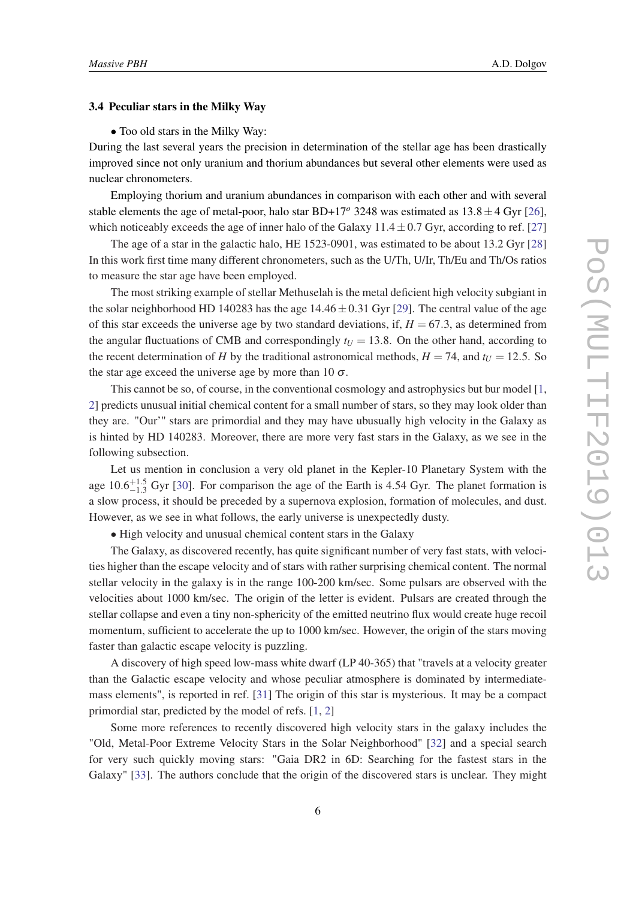### 3.4 Peculiar stars in the Milky Way

• Too old stars in the Milky Way:

During the last several years the precision in determination of the stellar age has been drastically improved since not only uranium and thorium abundances but several other elements were used as nuclear chronometers.

Employing thorium and uranium abundances in comparison with each other and with several stable elements the age of metal-poor, halo star BD+17$^o$ 3248 was estimated as $13.8 \pm 4$ Gyr [26], which noticeably exceeds the age of inner halo of the Galaxy $11.4 \pm 0.7$ Gyr, according to ref. [27]

The age of a star in the galactic halo, HE 1523-0901, was estimated to be about 13.2 Gyr [28] In this work first time many different chronometers, such as the U/Th, U/Ir, Th/Eu and Th/Os ratios to measure the star age have been employed.

The most striking example of stellar Methuselah is the metal deficient high velocity subgiant in the solar neighborhood HD 140283 has the age $14.46 \pm 0.31$ Gyr [29]. The central value of the age of this star exceeds the universe age by two standard deviations, if, $H = 67.3$, as determined from the angular fluctuations of CMB and correspondingly $t_U = 13.8$. On the other hand, according to the recent determination of $H$ by the traditional astronomical methods, $H = 74$, and $t_U = 12.5$. So the star age exceed the universe age by more than 10 $\sigma$.

This cannot be so, of course, in the conventional cosmology and astrophysics but bur model [1, 2] predicts unusual initial chemical content for a small number of stars, so they may look older than they are. "Our'" stars are primordial and they may have ubusually high velocity in the Galaxy as is hinted by HD 140283. Moreover, there are more very fast stars in the Galaxy, as we see in the following subsection.

Let us mention in conclusion a very old planet in the Kepler-10 Planetary System with the age $10.6^{+1.5}_{-1.3}$ Gyr [30]. For comparison the age of the Earth is 4.54 Gyr. The planet formation is a slow process, it should be preceded by a supernova explosion, formation of molecules, and dust. However, as we see in what follows, the early universe is unexpectedly dusty.

• High velocity and unusual chemical content stars in the Galaxy

The Galaxy, as discovered recently, has quite significant number of very fast stats, with velocities higher than the escape velocity and of stars with rather surprising chemical content. The normal stellar velocity in the galaxy is in the range 100-200 km/sec. Some pulsars are observed with the velocities about 1000 km/sec. The origin of the letter is evident. Pulsars are created through the stellar collapse and even a tiny non-sphericity of the emitted neutrino flux would create huge recoil momentum, sufficient to accelerate the up to 1000 km/sec. However, the origin of the stars moving faster than galactic escape velocity is puzzling.

A discovery of high speed low-mass white dwarf (LP 40-365) that "travels at a velocity greater than the Galactic escape velocity and whose peculiar atmosphere is dominated by intermediate-mass elements", is reported in ref. [31] The origin of this star is mysterious. It may be a compact primordial star, predicted by the model of refs. [1, 2]

Some more references to recently discovered high velocity stars in the galaxy includes the "Old, Metal-Poor Extreme Velocity Stars in the Solar Neighborhood" [32] and a special search for very such quickly moving stars: "Gaia DR2 in 6D: Searching for the fastest stars in the Galaxy" [33]. The authors conclude that the origin of the discovered stars is unclear. They might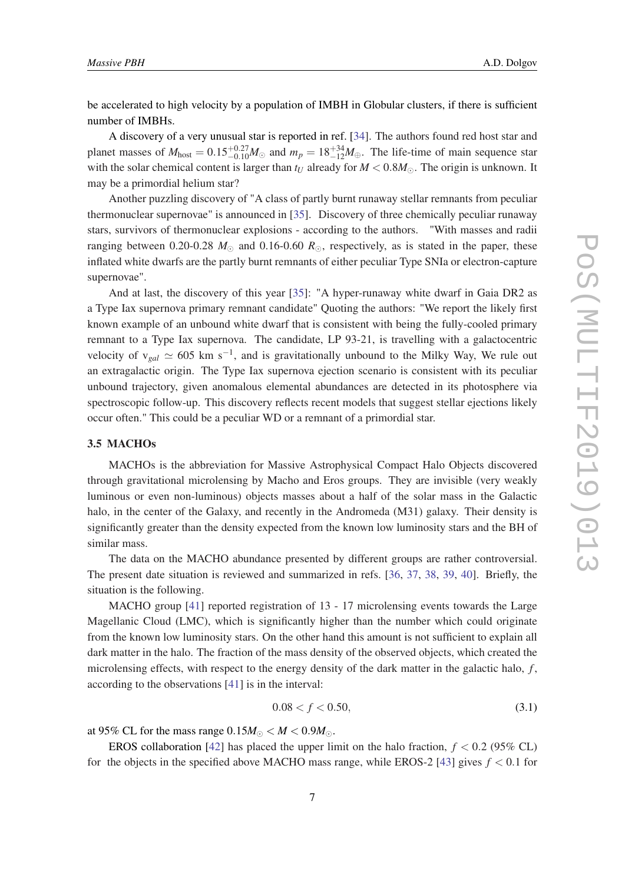be accelerated to high velocity by a population of IMBH in Globular clusters, if there is sufficient number of IMBHs.

A discovery of a very unusual star is reported in ref. [34]. The authors found red host star and planet masses of $M_{\rm host} = 0.15^{+0.27}_{-0.10} M_\odot$ and $m_p = 18^{+34}_{-12} M_\oplus$. The life-time of main sequence star with the solar chemical content is larger than $t_U$ already for $M < 0.8 M_\odot$. The origin is unknown. It may be a primordial helium star?

Another puzzling discovery of "A class of partly burnt runaway stellar remnants from peculiar thermonuclear supernovae" is announced in [35]. Discovery of three chemically peculiar runaway stars, survivors of thermonuclear explosions - according to the authors. "With masses and radii ranging between 0.20-0.28 $M_\odot$ and 0.16-0.60 $R_\odot$, respectively, as is stated in the paper, these inflated white dwarfs are the partly burnt remnants of either peculiar Type SNIa or electron-capture supernovae".

And at last, the discovery of this year [35]: "A hyper-runaway white dwarf in Gaia DR2 as a Type Iax supernova primary remnant candidate" Quoting the authors: "We report the likely first known example of an unbound white dwarf that is consistent with being the fully-cooled primary remnant to a Type Iax supernova. The candidate, LP 93-21, is travelling with a galactocentric velocity of $v_{gal} \simeq 605$ km s$^{-1}$, and is gravitationally unbound to the Milky Way, We rule out an extragalactic origin. The Type Iax supernova ejection scenario is consistent with its peculiar unbound trajectory, given anomalous elemental abundances are detected in its photosphere via spectroscopic follow-up. This discovery reflects recent models that suggest stellar ejections likely occur often." This could be a peculiar WD or a remnant of a primordial star.

### 3.5 MACHOs

MACHOs is the abbreviation for Massive Astrophysical Compact Halo Objects discovered through gravitational microlensing by Macho and Eros groups. They are invisible (very weakly luminous or even non-luminous) objects masses about a half of the solar mass in the Galactic halo, in the center of the Galaxy, and recently in the Andromeda (M31) galaxy. Their density is significantly greater than the density expected from the known low luminosity stars and the BH of similar mass.

The data on the MACHO abundance presented by different groups are rather controversial. The present date situation is reviewed and summarized in refs. [36, 37, 38, 39, 40]. Briefly, the situation is the following.

MACHO group [41] reported registration of 13 - 17 microlensing events towards the Large Magellanic Cloud (LMC), which is significantly higher than the number which could originate from the known low luminosity stars. On the other hand this amount is not sufficient to explain all dark matter in the halo. The fraction of the mass density of the observed objects, which created the microlensing effects, with respect to the energy density of the dark matter in the galactic halo, $f$, according to the observations [41] is in the interval:

$$0.08 < f < 0.50, \tag{3.1}$$

at 95% CL for the mass range $0.15 M_\odot < M < 0.9 M_\odot$.

EROS collaboration [42] has placed the upper limit on the halo fraction, $f < 0.2$ (95% CL) for the objects in the specified above MACHO mass range, while EROS-2 [43] gives $f < 0.1$ for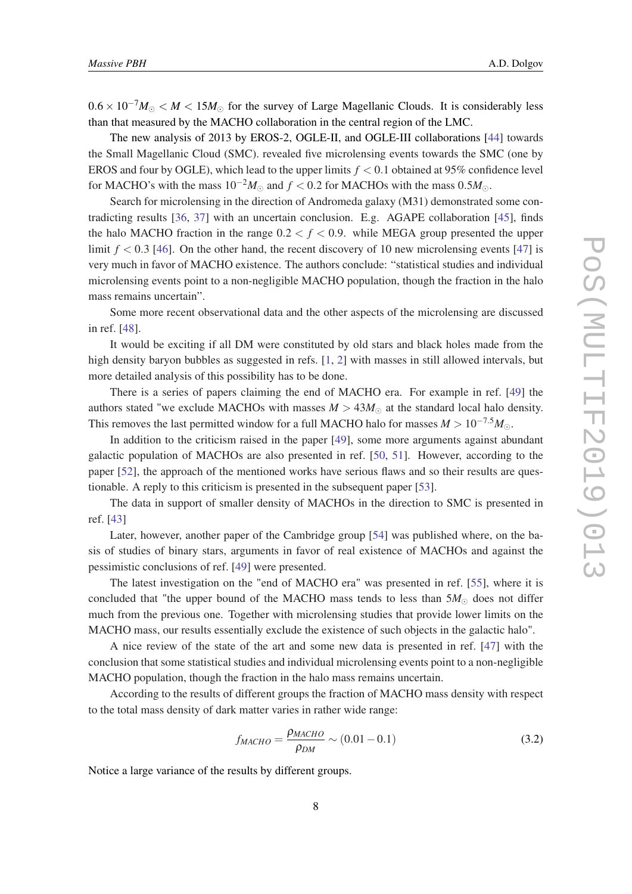$0.6 \times 10^{-7} M_\odot < M < 15 M_\odot$ for the survey of Large Magellanic Clouds. It is considerably less than that measured by the MACHO collaboration in the central region of the LMC.

The new analysis of 2013 by EROS-2, OGLE-II, and OGLE-III collaborations [44] towards the Small Magellanic Cloud (SMC). revealed five microlensing events towards the SMC (one by EROS and four by OGLE), which lead to the upper limits $f < 0.1$ obtained at 95% confidence level for MACHO's with the mass $10^{-2} M_\odot$ and $f < 0.2$ for MACHOs with the mass $0.5 M_\odot$.

Search for microlensing in the direction of Andromeda galaxy (M31) demonstrated some contradicting results [36, 37] with an uncertain conclusion. E.g. AGAPE collaboration [45], finds the halo MACHO fraction in the range $0.2 < f < 0.9$. while MEGA group presented the upper limit $f < 0.3$ [46]. On the other hand, the recent discovery of 10 new microlensing events [47] is very much in favor of MACHO existence. The authors conclude: "statistical studies and individual microlensing events point to a non-negligible MACHO population, though the fraction in the halo mass remains uncertain".

Some more recent observational data and the other aspects of the microlensing are discussed in ref. [48].

It would be exciting if all DM were constituted by old stars and black holes made from the high density baryon bubbles as suggested in refs. [1, 2] with masses in still allowed intervals, but more detailed analysis of this possibility has to be done.

There is a series of papers claiming the end of MACHO era. For example in ref. [49] the authors stated "we exclude MACHOs with masses $M > 43 M_\odot$ at the standard local halo density. This removes the last permitted window for a full MACHO halo for masses $M > 10^{-7.5} M_\odot$.

In addition to the criticism raised in the paper [49], some more arguments against abundant galactic population of MACHOs are also presented in ref. [50, 51]. However, according to the paper [52], the approach of the mentioned works have serious flaws and so their results are questionable. A reply to this criticism is presented in the subsequent paper [53].

The data in support of smaller density of MACHOs in the direction to SMC is presented in ref. [43]

Later, however, another paper of the Cambridge group [54] was published where, on the basis of studies of binary stars, arguments in favor of real existence of MACHOs and against the pessimistic conclusions of ref. [49] were presented.

The latest investigation on the "end of MACHO era" was presented in ref. [55], where it is concluded that "the upper bound of the MACHO mass tends to less than $5 M_\odot$ does not differ much from the previous one. Together with microlensing studies that provide lower limits on the MACHO mass, our results essentially exclude the existence of such objects in the galactic halo".

A nice review of the state of the art and some new data is presented in ref. [47] with the conclusion that some statistical studies and individual microlensing events point to a non-negligible MACHO population, though the fraction in the halo mass remains uncertain.

According to the results of different groups the fraction of MACHO mass density with respect to the total mass density of dark matter varies in rather wide range:

$$f_{MACHO} = \frac{\rho_{MACHO}}{\rho_{DM}} \sim (0.01 - 0.1) \tag{3.2}$$

Notice a large variance of the results by different groups.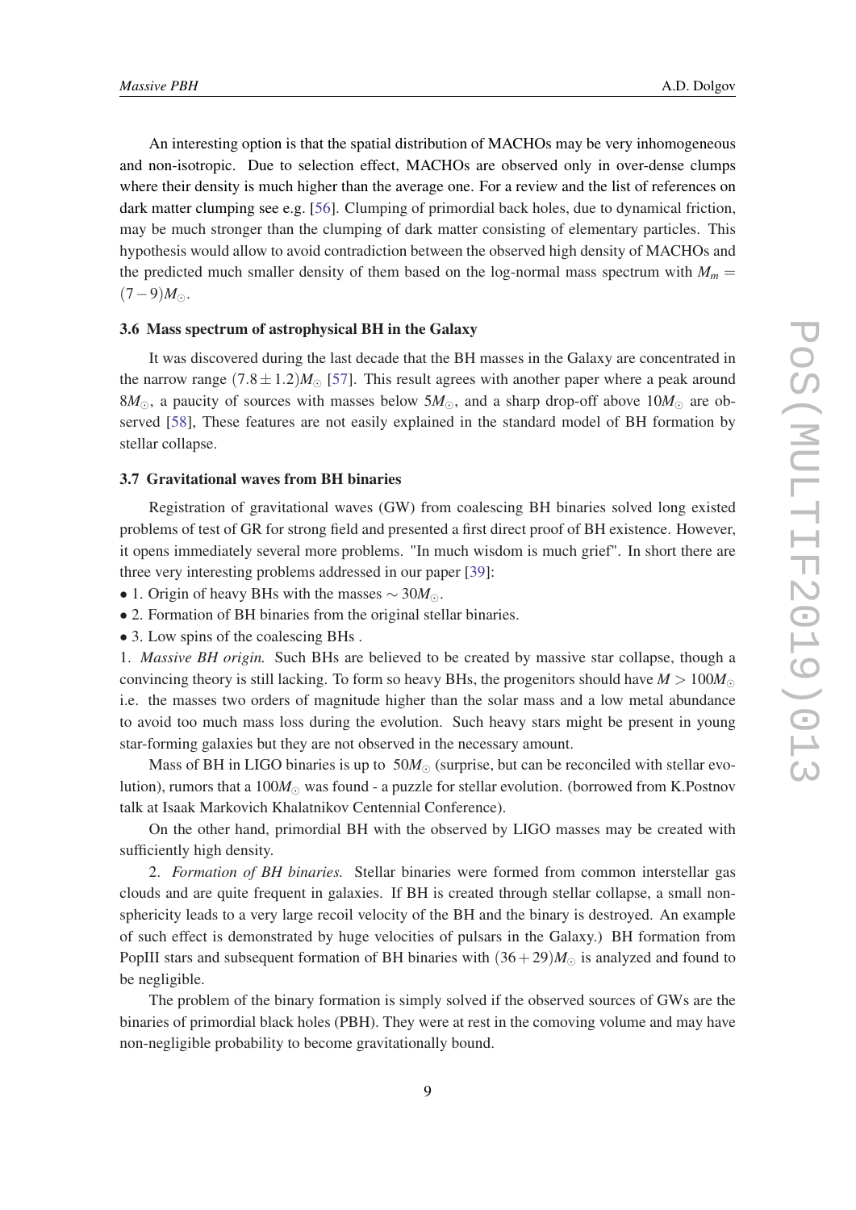An interesting option is that the spatial distribution of MACHOs may be very inhomogeneous and non-isotropic. Due to selection effect, MACHOs are observed only in over-dense clumps where their density is much higher than the average one. For a review and the list of references on dark matter clumping see e.g. [56]. Clumping of primordial back holes, due to dynamical friction, may be much stronger than the clumping of dark matter consisting of elementary particles. This hypothesis would allow to avoid contradiction between the observed high density of MACHOs and the predicted much smaller density of them based on the log-normal mass spectrum with $M_m = (7-9)M_{\odot}$.

### 3.6 Mass spectrum of astrophysical BH in the Galaxy

It was discovered during the last decade that the BH masses in the Galaxy are concentrated in the narrow range $(7.8 \pm 1.2)M_{\odot}$ [57]. This result agrees with another paper where a peak around $8M_{\odot}$, a paucity of sources with masses below $5M_{\odot}$, and a sharp drop-off above $10M_{\odot}$ are observed [58], These features are not easily explained in the standard model of BH formation by stellar collapse.

### 3.7 Gravitational waves from BH binaries

Registration of gravitational waves (GW) from coalescing BH binaries solved long existed problems of test of GR for strong field and presented a first direct proof of BH existence. However, it opens immediately several more problems. "In much wisdom is much grief". In short there are three very interesting problems addressed in our paper [39]:

- 1. Origin of heavy BHs with the masses $\sim 30M_{\odot}$.
- 2. Formation of BH binaries from the original stellar binaries.
- 3. Low spins of the coalescing BHs .

1. *Massive BH origin.* Such BHs are believed to be created by massive star collapse, though a convincing theory is still lacking. To form so heavy BHs, the progenitors should have $M > 100M_{\odot}$ i.e. the masses two orders of magnitude higher than the solar mass and a low metal abundance to avoid too much mass loss during the evolution. Such heavy stars might be present in young star-forming galaxies but they are not observed in the necessary amount.

Mass of BH in LIGO binaries is up to $50M_{\odot}$ (surprise, but can be reconciled with stellar evolution), rumors that a $100M_{\odot}$ was found - a puzzle for stellar evolution. (borrowed from K.Postnov talk at Isaak Markovich Khalatnikov Centennial Conference).

On the other hand, primordial BH with the observed by LIGO masses may be created with sufficiently high density.

2. *Formation of BH binaries.* Stellar binaries were formed from common interstellar gas clouds and are quite frequent in galaxies. If BH is created through stellar collapse, a small non-sphericity leads to a very large recoil velocity of the BH and the binary is destroyed. An example of such effect is demonstrated by huge velocities of pulsars in the Galaxy.) BH formation from PopIII stars and subsequent formation of BH binaries with $(36+29)M_{\odot}$ is analyzed and found to be negligible.

The problem of the binary formation is simply solved if the observed sources of GWs are the binaries of primordial black holes (PBH). They were at rest in the comoving volume and may have non-negligible probability to become gravitationally bound.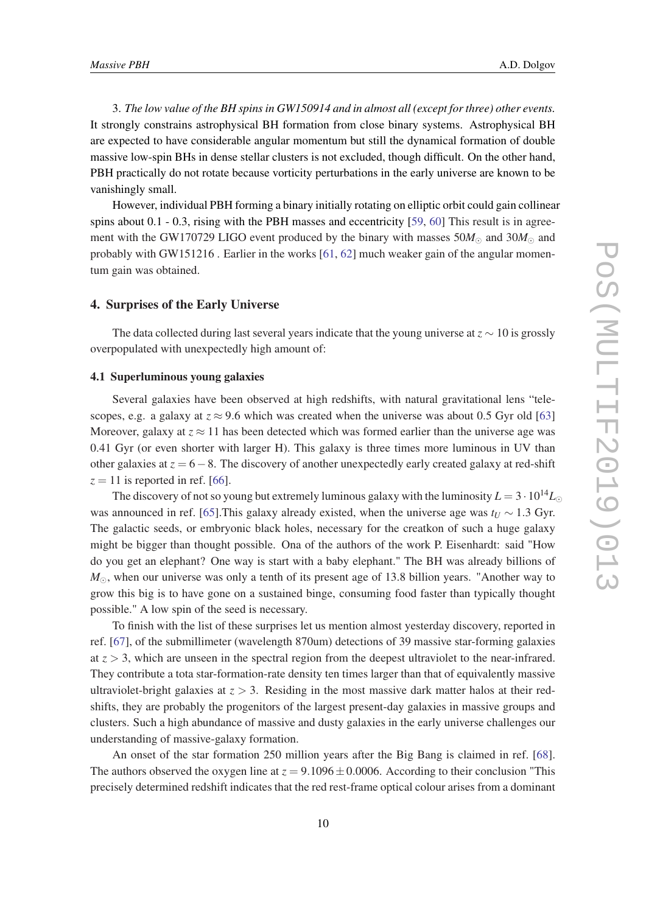3. *The low value of the BH spins in GW150914 and in almost all (except for three) other events.* It strongly constrains astrophysical BH formation from close binary systems. Astrophysical BH are expected to have considerable angular momentum but still the dynamical formation of double massive low-spin BHs in dense stellar clusters is not excluded, though difficult. On the other hand, PBH practically do not rotate because vorticity perturbations in the early universe are known to be vanishingly small.

However, individual PBH forming a binary initially rotating on elliptic orbit could gain collinear spins about 0.1 - 0.3, rising with the PBH masses and eccentricity [59, 60] This result is in agreement with the GW170729 LIGO event produced by the binary with masses $50M_{\odot}$ and $30M_{\odot}$ and probably with GW151216 . Earlier in the works [61, 62] much weaker gain of the angular momentum gain was obtained.

## 4. Surprises of the Early Universe

The data collected during last several years indicate that the young universe at $z \sim 10$ is grossly overpopulated with unexpectedly high amount of:

### 4.1 Superluminous young galaxies

Several galaxies have been observed at high redshifts, with natural gravitational lens "telescopes, e.g. a galaxy at $z \approx 9.6$ which was created when the universe was about 0.5 Gyr old [63] Moreover, galaxy at $z \approx 11$ has been detected which was formed earlier than the universe age was 0.41 Gyr (or even shorter with larger H). This galaxy is three times more luminous in UV than other galaxies at $z = 6-8$. The discovery of another unexpectedly early created galaxy at red-shift $z = 11$ is reported in ref. [66].

The discovery of not so young but extremely luminous galaxy with the luminosity $L = 3 \cdot 10^{14} L_{\odot}$ was announced in ref. [65].This galaxy already existed, when the universe age was $t_U \sim 1.3$ Gyr. The galactic seeds, or embryonic black holes, necessary for the creatkon of such a huge galaxy might be bigger than thought possible. Ona of the authors of the work P. Eisenhardt: said "How do you get an elephant? One way is start with a baby elephant." The BH was already billions of $M_{\odot}$, when our universe was only a tenth of its present age of 13.8 billion years. "Another way to grow this big is to have gone on a sustained binge, consuming food faster than typically thought possible." A low spin of the seed is necessary.

To finish with the list of these surprises let us mention almost yesterday discovery, reported in ref. [67], of the submillimeter (wavelength 870um) detections of 39 massive star-forming galaxies at $z > 3$, which are unseen in the spectral region from the deepest ultraviolet to the near-infrared. They contribute a tota star-formation-rate density ten times larger than that of equivalently massive ultraviolet-bright galaxies at $z > 3$. Residing in the most massive dark matter halos at their redshifts, they are probably the progenitors of the largest present-day galaxies in massive groups and clusters. Such a high abundance of massive and dusty galaxies in the early universe challenges our understanding of massive-galaxy formation.

An onset of the star formation 250 million years after the Big Bang is claimed in ref. [68]. The authors observed the oxygen line at $z = 9.1096 \pm 0.0006$. According to their conclusion "This precisely determined redshift indicates that the red rest-frame optical colour arises from a dominant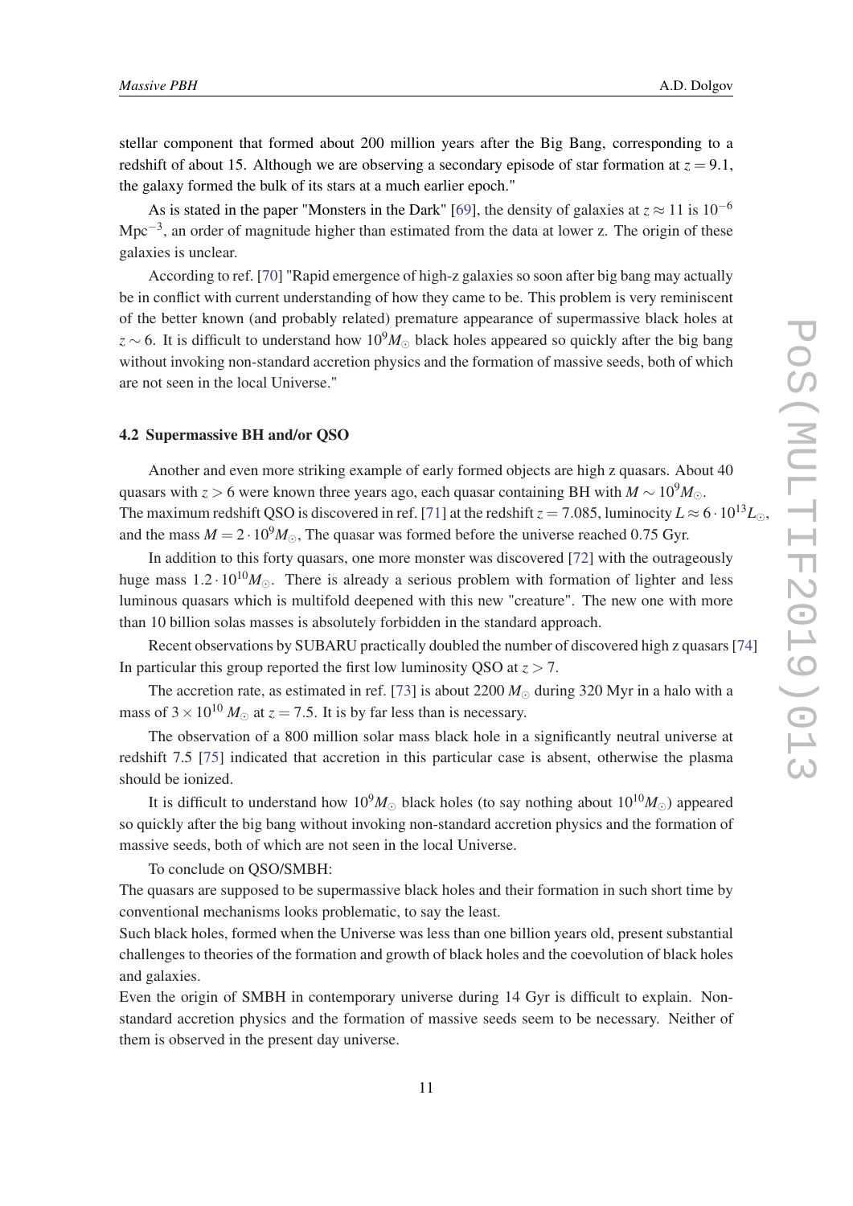stellar component that formed about 200 million years after the Big Bang, corresponding to a redshift of about 15. Although we are observing a secondary episode of star formation at $z = 9.1$, the galaxy formed the bulk of its stars at a much earlier epoch."

As is stated in the paper "Monsters in the Dark" [69], the density of galaxies at $z \approx 11$ is $10^{-6}$ $\mathrm{Mpc}^{-3}$, an order of magnitude higher than estimated from the data at lower z. The origin of these galaxies is unclear.

According to ref. [70] "Rapid emergence of high-z galaxies so soon after big bang may actually be in conflict with current understanding of how they came to be. This problem is very reminiscent of the better known (and probably related) premature appearance of supermassive black holes at $z \sim 6$. It is difficult to understand how $10^9 M_\odot$ black holes appeared so quickly after the big bang without invoking non-standard accretion physics and the formation of massive seeds, both of which are not seen in the local Universe."

### 4.2 Supermassive BH and/or QSO

Another and even more striking example of early formed objects are high z quasars. About 40 quasars with $z > 6$ were known three years ago, each quasar containing BH with $M \sim 10^9 M_\odot$. The maximum redshift QSO is discovered in ref. [71] at the redshift $z = 7.085$, luminocity $L \approx 6 \cdot 10^{13} L_\odot$, and the mass $M = 2 \cdot 10^9 M_\odot$, The quasar was formed before the universe reached 0.75 Gyr.

In addition to this forty quasars, one more monster was discovered [72] with the outrageously huge mass $1.2 \cdot 10^{10} M_\odot$. There is already a serious problem with formation of lighter and less luminous quasars which is multifold deepened with this new "creature". The new one with more than 10 billion solas masses is absolutely forbidden in the standard approach.

Recent observations by SUBARU practically doubled the number of discovered high z quasars [74] In particular this group reported the first low luminosity QSO at $z > 7$.

The accretion rate, as estimated in ref. [73] is about 2200 $M_\odot$ during 320 Myr in a halo with a mass of $3 \times 10^{10}$ $M_\odot$ at $z = 7.5$. It is by far less than is necessary.

The observation of a 800 million solar mass black hole in a significantly neutral universe at redshift 7.5 [75] indicated that accretion in this particular case is absent, otherwise the plasma should be ionized.

It is difficult to understand how $10^9 M_\odot$ black holes (to say nothing about $10^{10} M_\odot$) appeared so quickly after the big bang without invoking non-standard accretion physics and the formation of massive seeds, both of which are not seen in the local Universe.

To conclude on QSO/SMBH:
The quasars are supposed to be supermassive black holes and their formation in such short time by conventional mechanisms looks problematic, to say the least.
Such black holes, formed when the Universe was less than one billion years old, present substantial challenges to theories of the formation and growth of black holes and the coevolution of black holes and galaxies.
Even the origin of SMBH in contemporary universe during 14 Gyr is difficult to explain. Non-standard accretion physics and the formation of massive seeds seem to be necessary. Neither of them is observed in the present day universe.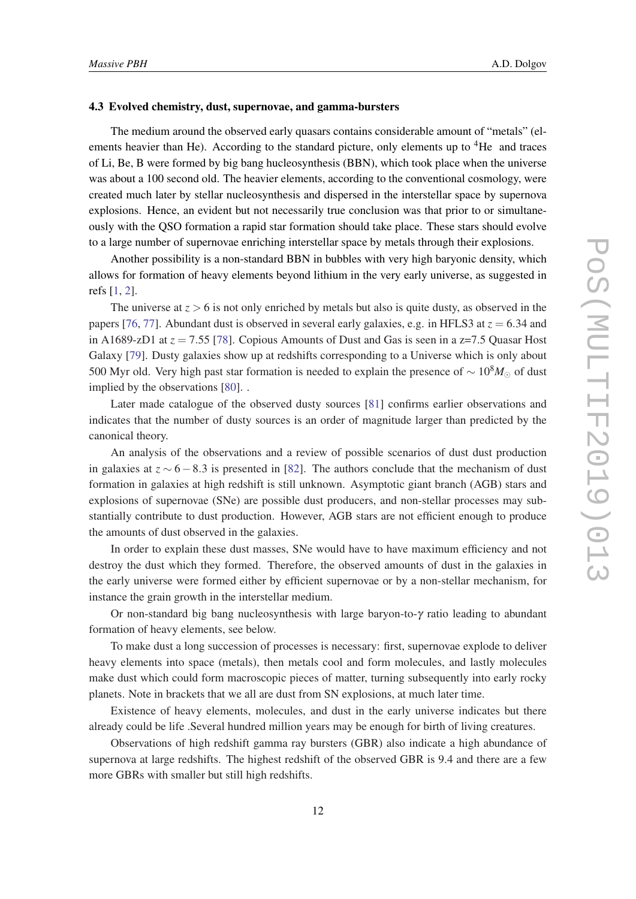### 4.3 Evolved chemistry, dust, supernovae, and gamma-bursters

The medium around the observed early quasars contains considerable amount of "metals" (elements heavier than He). According to the standard picture, only elements up to $^4$He and traces of Li, Be, B were formed by big bang hucleosynthesis (BBN), which took place when the universe was about a 100 second old. The heavier elements, according to the conventional cosmology, were created much later by stellar nucleosynthesis and dispersed in the interstellar space by supernova explosions. Hence, an evident but not necessarily true conclusion was that prior to or simultaneously with the QSO formation a rapid star formation should take place. These stars should evolve to a large number of supernovae enriching interstellar space by metals through their explosions.

Another possibility is a non-standard BBN in bubbles with very high baryonic density, which allows for formation of heavy elements beyond lithium in the very early universe, as suggested in refs [1, 2].

The universe at $z > 6$ is not only enriched by metals but also is quite dusty, as observed in the papers [76, 77]. Abundant dust is observed in several early galaxies, e.g. in HFLS3 at $z = 6.34$ and in A1689-zD1 at $z = 7.55$ [78]. Copious Amounts of Dust and Gas is seen in a z=7.5 Quasar Host Galaxy [79]. Dusty galaxies show up at redshifts corresponding to a Universe which is only about 500 Myr old. Very high past star formation is needed to explain the presence of $\sim 10^8 M_\odot$ of dust implied by the observations [80]. .

Later made catalogue of the observed dusty sources [81] confirms earlier observations and indicates that the number of dusty sources is an order of magnitude larger than predicted by the canonical theory.

An analysis of the observations and a review of possible scenarios of dust dust production in galaxies at $z \sim 6 - 8.3$ is presented in [82]. The authors conclude that the mechanism of dust formation in galaxies at high redshift is still unknown. Asymptotic giant branch (AGB) stars and explosions of supernovae (SNe) are possible dust producers, and non-stellar processes may substantially contribute to dust production. However, AGB stars are not efficient enough to produce the amounts of dust observed in the galaxies.

In order to explain these dust masses, SNe would have to have maximum efficiency and not destroy the dust which they formed. Therefore, the observed amounts of dust in the galaxies in the early universe were formed either by efficient supernovae or by a non-stellar mechanism, for instance the grain growth in the interstellar medium.

Or non-standard big bang nucleosynthesis with large baryon-to-$\gamma$ ratio leading to abundant formation of heavy elements, see below.

To make dust a long succession of processes is necessary: first, supernovae explode to deliver heavy elements into space (metals), then metals cool and form molecules, and lastly molecules make dust which could form macroscopic pieces of matter, turning subsequently into early rocky planets. Note in brackets that we all are dust from SN explosions, at much later time.

Existence of heavy elements, molecules, and dust in the early universe indicates but there already could be life .Several hundred million years may be enough for birth of living creatures.

Observations of high redshift gamma ray bursters (GBR) also indicate a high abundance of supernova at large redshifts. The highest redshift of the observed GBR is 9.4 and there are a few more GBRs with smaller but still high redshifts.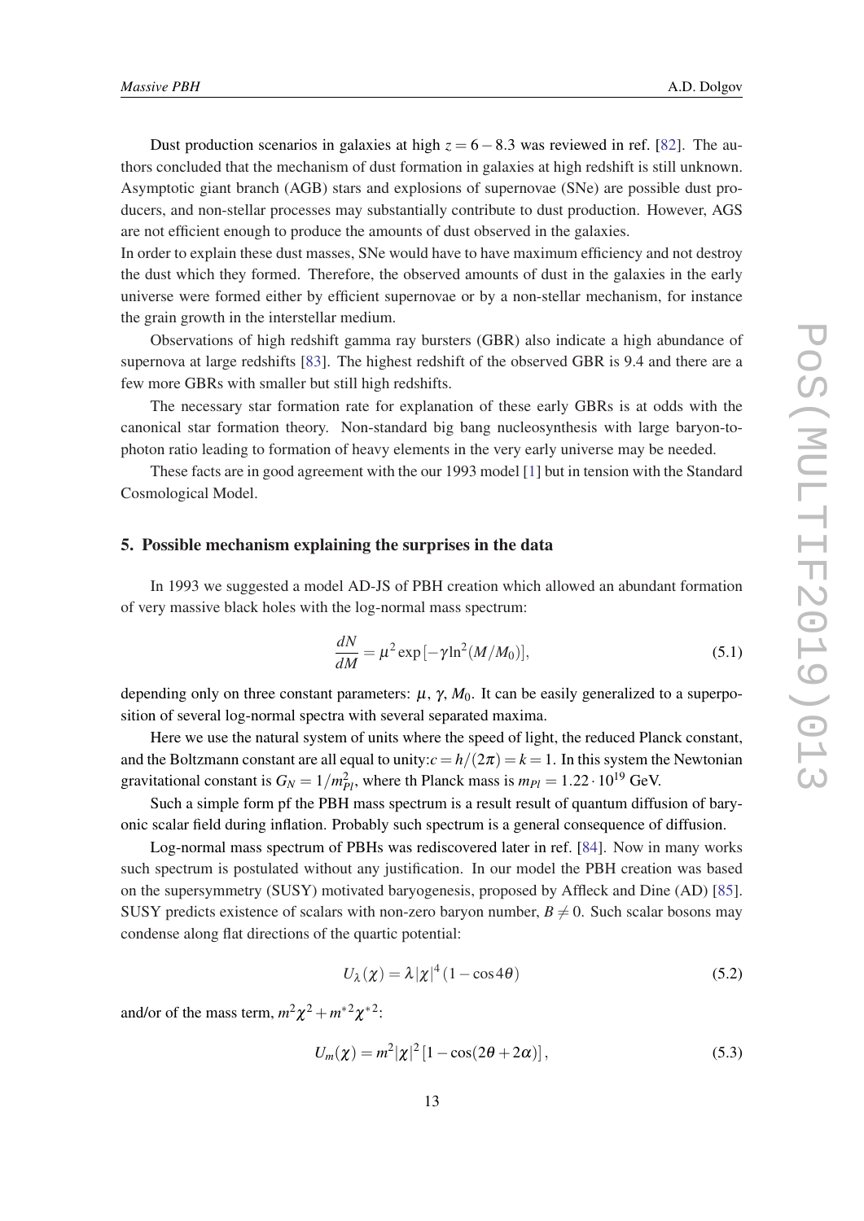Dust production scenarios in galaxies at high $z = 6 - 8.3$ was reviewed in ref. [82]. The authors concluded that the mechanism of dust formation in galaxies at high redshift is still unknown. Asymptotic giant branch (AGB) stars and explosions of supernovae (SNe) are possible dust producers, and non-stellar processes may substantially contribute to dust production. However, AGS are not efficient enough to produce the amounts of dust observed in the galaxies.
In order to explain these dust masses, SNe would have to have maximum efficiency and not destroy the dust which they formed. Therefore, the observed amounts of dust in the galaxies in the early universe were formed either by efficient supernovae or by a non-stellar mechanism, for instance the grain growth in the interstellar medium.

Observations of high redshift gamma ray bursters (GBR) also indicate a high abundance of supernova at large redshifts [83]. The highest redshift of the observed GBR is 9.4 and there are a few more GBRs with smaller but still high redshifts.

The necessary star formation rate for explanation of these early GBRs is at odds with the canonical star formation theory. Non-standard big bang nucleosynthesis with large baryon-to-photon ratio leading to formation of heavy elements in the very early universe may be needed.

These facts are in good agreement with the our 1993 model [1] but in tension with the Standard Cosmological Model.

## 5. Possible mechanism explaining the surprises in the data

In 1993 we suggested a model AD-JS of PBH creation which allowed an abundant formation of very massive black holes with the log-normal mass spectrum:

$$\frac{dN}{dM} = \mu^2 \exp\left[-\gamma \ln^2(M/M_0)\right], \tag{5.1}$$

depending only on three constant parameters: $\mu$, $\gamma$, $M_0$. It can be easily generalized to a superposition of several log-normal spectra with several separated maxima.

Here we use the natural system of units where the speed of light, the reduced Planck constant, and the Boltzmann constant are all equal to unity:$c = h/(2\pi) = k = 1$. In this system the Newtonian gravitational constant is $G_N = 1/m_{Pl}^2$, where th Planck mass is $m_{Pl} = 1.22 \cdot 10^{19}$ GeV.

Such a simple form pf the PBH mass spectrum is a result result of quantum diffusion of baryonic scalar field during inflation. Probably such spectrum is a general consequence of diffusion.

Log-normal mass spectrum of PBHs was rediscovered later in ref. [84]. Now in many works such spectrum is postulated without any justification. In our model the PBH creation was based on the supersymmetry (SUSY) motivated baryogenesis, proposed by Affleck and Dine (AD) [85]. SUSY predicts existence of scalars with non-zero baryon number, $B \neq 0$. Such scalar bosons may condense along flat directions of the quartic potential:

$$U_\lambda(\chi) = \lambda |\chi|^4 (1 - \cos 4\theta) \tag{5.2}$$

and/or of the mass term, $m^2\chi^2 + m^{*2}\chi^{*2}$:

$$U_m(\chi) = m^2 |\chi|^2 \left[1 - \cos(2\theta + 2\alpha)\right], \tag{5.3}$$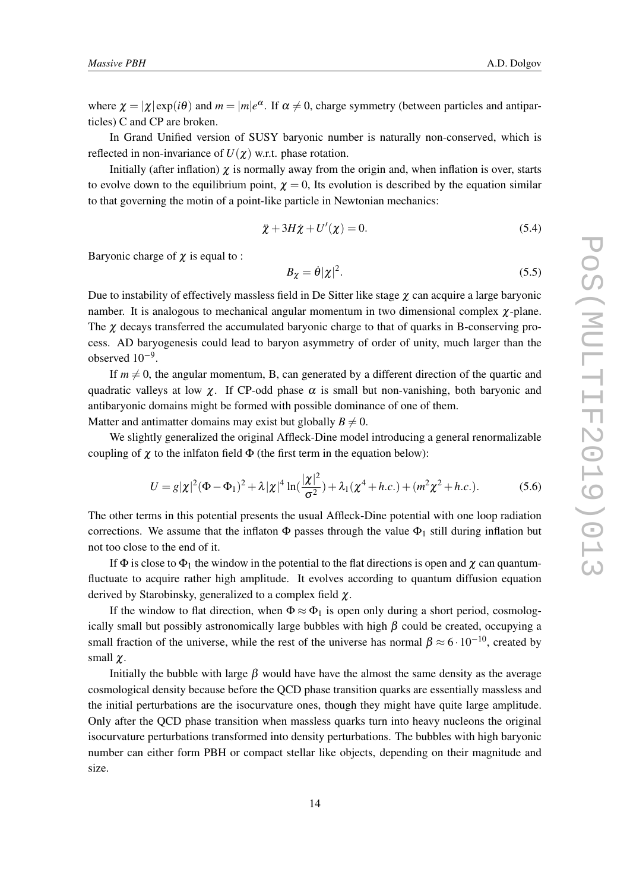where $\chi = |\chi| \exp(i\theta)$ and $m = |m|e^{\alpha}$. If $\alpha \neq 0$, charge symmetry (between particles and antiparticles) C and CP are broken.

In Grand Unified version of SUSY baryonic number is naturally non-conserved, which is reflected in non-invariance of $U(\chi)$ w.r.t. phase rotation.

Initially (after inflation) $\chi$ is normally away from the origin and, when inflation is over, starts to evolve down to the equilibrium point, $\chi = 0$, Its evolution is described by the equation similar to that governing the motin of a point-like particle in Newtonian mechanics:

$$\ddot{\chi} + 3H\dot{\chi} + U'(\chi) = 0. \tag{5.4}$$

Baryonic charge of $\chi$ is equal to :

$$B_\chi = \dot{\theta}|\chi|^2. \tag{5.5}$$

Due to instability of effectively massless field in De Sitter like stage $\chi$ can acquire a large baryonic namber. It is analogous to mechanical angular momentum in two dimensional complex $\chi$-plane. The $\chi$ decays transferred the accumulated baryonic charge to that of quarks in B-conserving process. AD baryogenesis could lead to baryon asymmetry of order of unity, much larger than the observed $10^{-9}$.

If $m \neq 0$, the angular momentum, B, can generated by a different direction of the quartic and quadratic valleys at low $\chi$. If CP-odd phase $\alpha$ is small but non-vanishing, both baryonic and antibaryonic domains might be formed with possible dominance of one of them.
Matter and antimatter domains may exist but globally $B \neq 0$.

We slightly generalized the original Affleck-Dine model introducing a general renormalizable coupling of $\chi$ to the inlfaton field $\Phi$ (the first term in the equation below):

$$U = g|\chi|^2(\Phi - \Phi_1)^2 + \lambda|\chi|^4 \ln(\frac{|\chi|^2}{\sigma^2}) + \lambda_1(\chi^4 + h.c.) + (m^2\chi^2 + h.c.). \tag{5.6}$$

The other terms in this potential presents the usual Affleck-Dine potential with one loop radiation corrections. We assume that the inflaton $\Phi$ passes through the value $\Phi_1$ still during inflation but not too close to the end of it.

If $\Phi$ is close to $\Phi_1$ the window in the potential to the flat directions is open and $\chi$ can quantum-fluctuate to acquire rather high amplitude. It evolves according to quantum diffusion equation derived by Starobinsky, generalized to a complex field $\chi$.

If the window to flat direction, when $\Phi \approx \Phi_1$ is open only during a short period, cosmologically small but possibly astronomically large bubbles with high $\beta$ could be created, occupying a small fraction of the universe, while the rest of the universe has normal $\beta \approx 6 \cdot 10^{-10}$, created by small $\chi$.

Initially the bubble with large $\beta$ would have have the almost the same density as the average cosmological density because before the QCD phase transition quarks are essentially massless and the initial perturbations are the isocurvature ones, though they might have quite large amplitude. Only after the QCD phase transition when massless quarks turn into heavy nucleons the original isocurvature perturbations transformed into density perturbations. The bubbles with high baryonic number can either form PBH or compact stellar like objects, depending on their magnitude and size.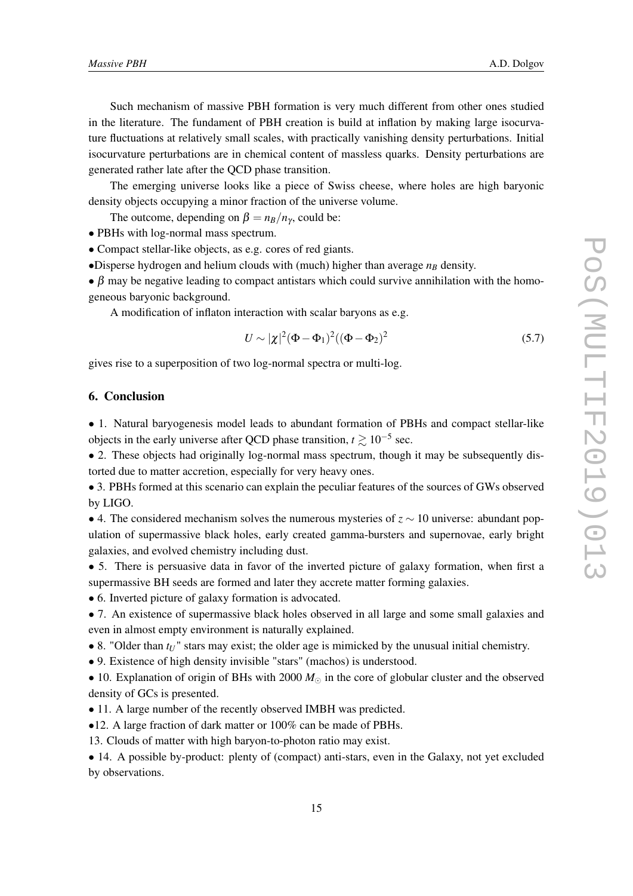Such mechanism of massive PBH formation is very much different from other ones studied in the literature. The fundament of PBH creation is build at inflation by making large isocurvature fluctuations at relatively small scales, with practically vanishing density perturbations. Initial isocurvature perturbations are in chemical content of massless quarks. Density perturbations are generated rather late after the QCD phase transition.

The emerging universe looks like a piece of Swiss cheese, where holes are high baryonic density objects occupying a minor fraction of the universe volume.

The outcome, depending on $\beta = n_B/n_\gamma$, could be:

• PBHs with log-normal mass spectrum.

• Compact stellar-like objects, as e.g. cores of red giants.

•Disperse hydrogen and helium clouds with (much) higher than average $n_B$ density.

• $\beta$ may be negative leading to compact antistars which could survive annihilation with the homogeneous baryonic background.

A modification of inflaton interaction with scalar baryons as e.g.

$$U \sim |\chi|^2 (\Phi - \Phi_1)^2 ((\Phi - \Phi_2)^2 \tag{5.7}$$

gives rise to a superposition of two log-normal spectra or multi-log.

## 6. Conclusion

• 1. Natural baryogenesis model leads to abundant formation of PBHs and compact stellar-like objects in the early universe after QCD phase transition, $t \gtrsim 10^{-5}$ sec.

• 2. These objects had originally log-normal mass spectrum, though it may be subsequently distorted due to matter accretion, especially for very heavy ones.

• 3. PBHs formed at this scenario can explain the peculiar features of the sources of GWs observed by LIGO.

• 4. The considered mechanism solves the numerous mysteries of $z \sim 10$ universe: abundant population of supermassive black holes, early created gamma-bursters and supernovae, early bright galaxies, and evolved chemistry including dust.

• 5. There is persuasive data in favor of the inverted picture of galaxy formation, when first a supermassive BH seeds are formed and later they accrete matter forming galaxies.

• 6. Inverted picture of galaxy formation is advocated.

• 7. An existence of supermassive black holes observed in all large and some small galaxies and even in almost empty environment is naturally explained.

• 8. "Older than $t_U$" stars may exist; the older age is mimicked by the unusual initial chemistry.

• 9. Existence of high density invisible "stars" (machos) is understood.

• 10. Explanation of origin of BHs with 2000 $M_\odot$ in the core of globular cluster and the observed density of GCs is presented.

• 11. A large number of the recently observed IMBH was predicted.

•12. A large fraction of dark matter or 100% can be made of PBHs.

13. Clouds of matter with high baryon-to-photon ratio may exist.

• 14. A possible by-product: plenty of (compact) anti-stars, even in the Galaxy, not yet excluded by observations.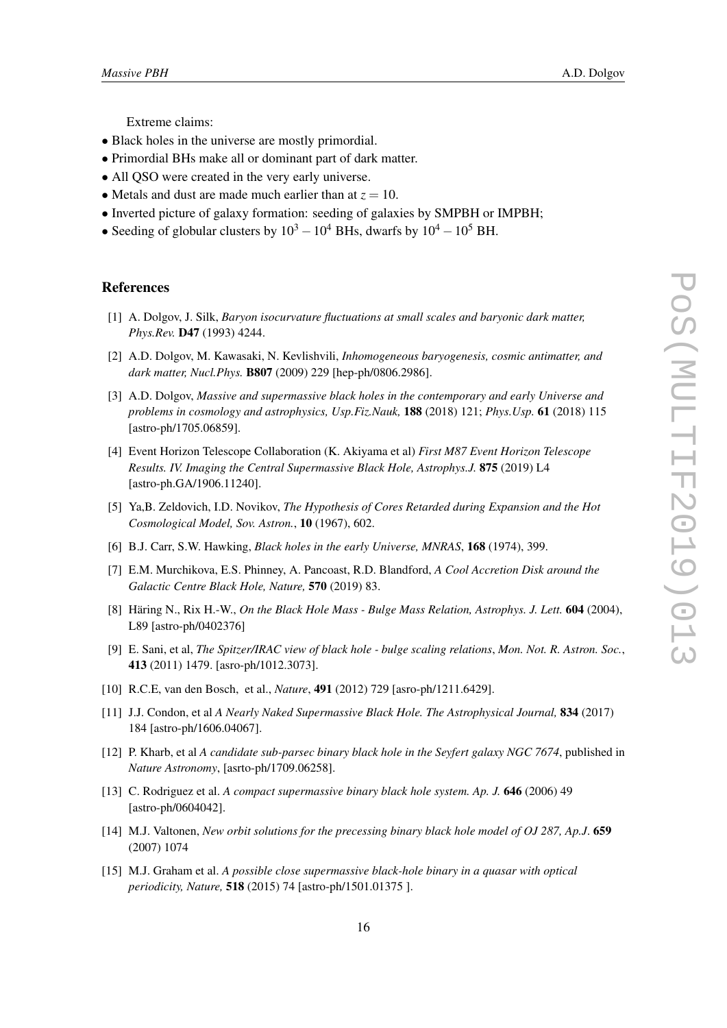Extreme claims:

- Black holes in the universe are mostly primordial.
- Primordial BHs make all or dominant part of dark matter.
- All QSO were created in the very early universe.
- Metals and dust are made much earlier than at $z = 10$.
- Inverted picture of galaxy formation: seeding of galaxies by SMPBH or IMPBH;
- Seeding of globular clusters by $10^3 - 10^4$ BHs, dwarfs by $10^4 - 10^5$ BH.

## References

[1] A. Dolgov, J. Silk, *Baryon isocurvature fluctuations at small scales and baryonic dark matter, Phys.Rev.* **D47** (1993) 4244.

[2] A.D. Dolgov, M. Kawasaki, N. Kevlishvili, *Inhomogeneous baryogenesis, cosmic antimatter, and dark matter, Nucl.Phys.* **B807** (2009) 229 [hep-ph/0806.2986].

[3] A.D. Dolgov, *Massive and supermassive black holes in the contemporary and early Universe and problems in cosmology and astrophysics, Usp.Fiz.Nauk,* **188** (2018) 121; *Phys.Usp.* **61** (2018) 115 [astro-ph/1705.06859].

[4] Event Horizon Telescope Collaboration (K. Akiyama et al) *First M87 Event Horizon Telescope Results. IV. Imaging the Central Supermassive Black Hole, Astrophys.J.* **875** (2019) L4 [astro-ph.GA/1906.11240].

[5] Ya,B. Zeldovich, I.D. Novikov, *The Hypothesis of Cores Retarded during Expansion and the Hot Cosmological Model, Sov. Astron.*, **10** (1967), 602.

[6] B.J. Carr, S.W. Hawking, *Black holes in the early Universe, MNRAS*, **168** (1974), 399.

[7] E.M. Murchikova, E.S. Phinney, A. Pancoast, R.D. Blandford, *A Cool Accretion Disk around the Galactic Centre Black Hole, Nature,* **570** (2019) 83.

[8] Häring N., Rix H.-W., *On the Black Hole Mass - Bulge Mass Relation, Astrophys. J. Lett.* **604** (2004), L89 [astro-ph/0402376]

[9] E. Sani, et al, *The Spitzer/IRAC view of black hole - bulge scaling relations*, *Mon. Not. R. Astron. Soc.*, **413** (2011) 1479. [asro-ph/1012.3073].

[10] R.C.E, van den Bosch, et al., *Nature*, **491** (2012) 729 [asro-ph/1211.6429].

[11] J.J. Condon, et al *A Nearly Naked Supermassive Black Hole. The Astrophysical Journal,* **834** (2017) 184 [astro-ph/1606.04067].

[12] P. Kharb, et al *A candidate sub-parsec binary black hole in the Seyfert galaxy NGC 7674*, published in *Nature Astronomy*, [asrto-ph/1709.06258].

[13] C. Rodriguez et al. *A compact supermassive binary black hole system. Ap. J.* **646** (2006) 49 [astro-ph/0604042].

[14] M.J. Valtonen, *New orbit solutions for the precessing binary black hole model of OJ 287, Ap.J*. **659** (2007) 1074

[15] M.J. Graham et al. *A possible close supermassive black-hole binary in a quasar with optical periodicity, Nature,* **518** (2015) 74 [astro-ph/1501.01375 ].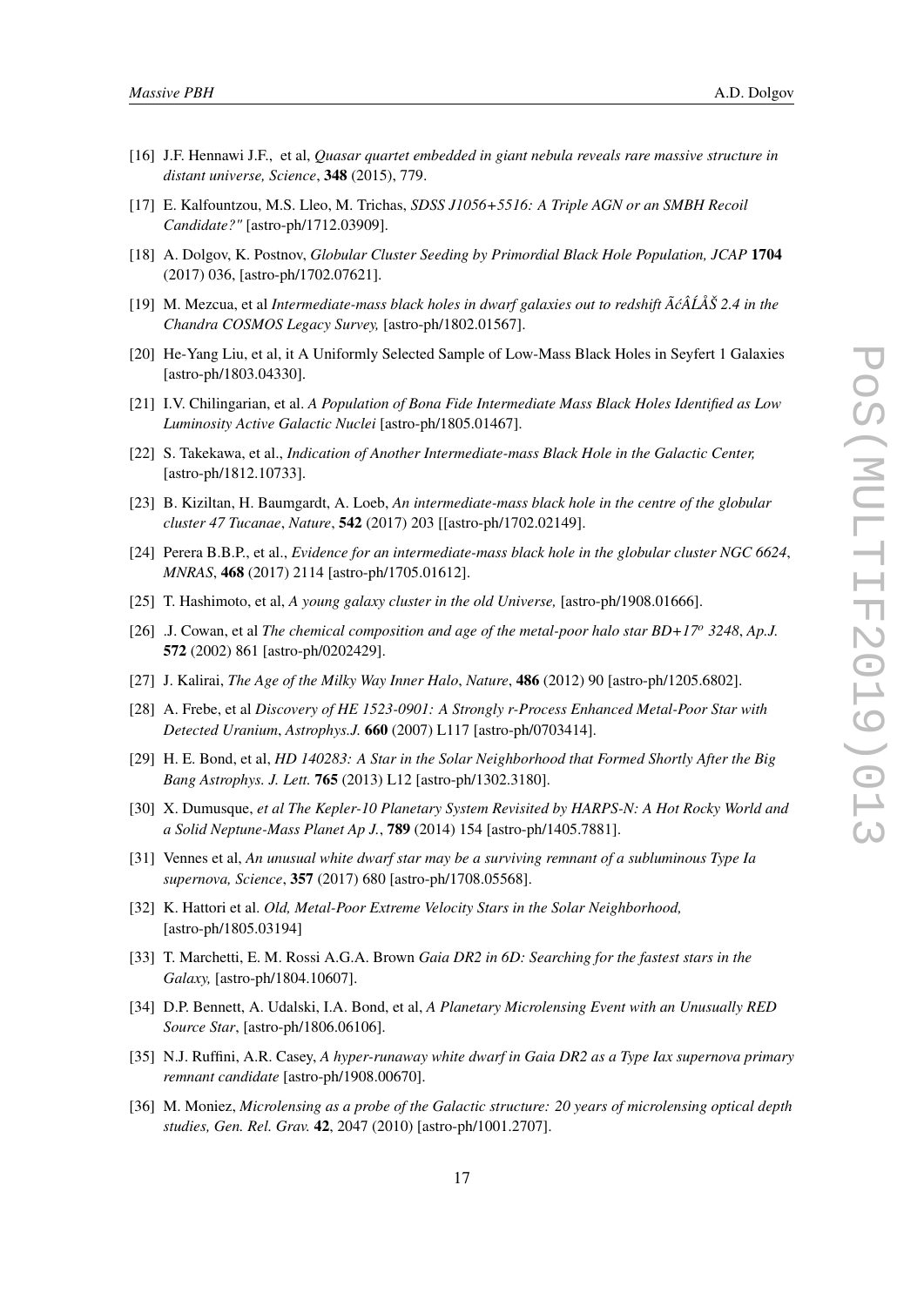[16] J.F. Hennawi J.F., et al, *Quasar quartet embedded in giant nebula reveals rare massive structure in distant universe, Science*, **348** (2015), 779.

[17] E. Kalfountzou, M.S. Lleo, M. Trichas, *SDSS J1056+5516: A Triple AGN or an SMBH Recoil Candidate?"* [astro-ph/1712.03909].

[18] A. Dolgov, K. Postnov, *Globular Cluster Seeding by Primordial Black Hole Population, JCAP* **1704** (2017) 036, [astro-ph/1702.07621].

[19] M. Mezcua, et al *Intermediate-mass black holes in dwarf galaxies out to redshift ÃćÂĹÅŠ 2.4 in the Chandra COSMOS Legacy Survey,* [astro-ph/1802.01567].

[20] He-Yang Liu, et al, it A Uniformly Selected Sample of Low-Mass Black Holes in Seyfert 1 Galaxies [astro-ph/1803.04330].

[21] I.V. Chilingarian, et al. *A Population of Bona Fide Intermediate Mass Black Holes Identified as Low Luminosity Active Galactic Nuclei* [astro-ph/1805.01467].

[22] S. Takekawa, et al., *Indication of Another Intermediate-mass Black Hole in the Galactic Center,* [astro-ph/1812.10733].

[23] B. Kiziltan, H. Baumgardt, A. Loeb, *An intermediate-mass black hole in the centre of the globular cluster 47 Tucanae*, *Nature*, **542** (2017) 203 [[astro-ph/1702.02149].

[24] Perera B.B.P., et al., *Evidence for an intermediate-mass black hole in the globular cluster NGC 6624*, *MNRAS*, **468** (2017) 2114 [astro-ph/1705.01612].

[25] T. Hashimoto, et al, *A young galaxy cluster in the old Universe,* [astro-ph/1908.01666].

[26] .J. Cowan, et al *The chemical composition and age of the metal-poor halo star BD+17$^o$ 3248*, *Ap.J.* **572** (2002) 861 [astro-ph/0202429].

[27] J. Kalirai, *The Age of the Milky Way Inner Halo*, *Nature*, **486** (2012) 90 [astro-ph/1205.6802].

[28] A. Frebe, et al *Discovery of HE 1523-0901: A Strongly r-Process Enhanced Metal-Poor Star with Detected Uranium*, *Astrophys.J.* **660** (2007) L117 [astro-ph/0703414].

[29] H. E. Bond, et al, *HD 140283: A Star in the Solar Neighborhood that Formed Shortly After the Big Bang Astrophys. J. Lett.* **765** (2013) L12 [astro-ph/1302.3180].

[30] X. Dumusque, *et al The Kepler-10 Planetary System Revisited by HARPS-N: A Hot Rocky World and a Solid Neptune-Mass Planet Ap J.*, **789** (2014) 154 [astro-ph/1405.7881].

[31] Vennes et al, *An unusual white dwarf star may be a surviving remnant of a subluminous Type Ia supernova, Science*, **357** (2017) 680 [astro-ph/1708.05568].

[32] K. Hattori et al. *Old, Metal-Poor Extreme Velocity Stars in the Solar Neighborhood,* [astro-ph/1805.03194]

[33] T. Marchetti, E. M. Rossi A.G.A. Brown *Gaia DR2 in 6D: Searching for the fastest stars in the Galaxy,* [astro-ph/1804.10607].

[34] D.P. Bennett, A. Udalski, I.A. Bond, et al, *A Planetary Microlensing Event with an Unusually RED Source Star*, [astro-ph/1806.06106].

[35] N.J. Ruffini, A.R. Casey, *A hyper-runaway white dwarf in Gaia DR2 as a Type Iax supernova primary remnant candidate* [astro-ph/1908.00670].

[36] M. Moniez, *Microlensing as a probe of the Galactic structure: 20 years of microlensing optical depth studies, Gen. Rel. Grav.* **42**, 2047 (2010) [astro-ph/1001.2707].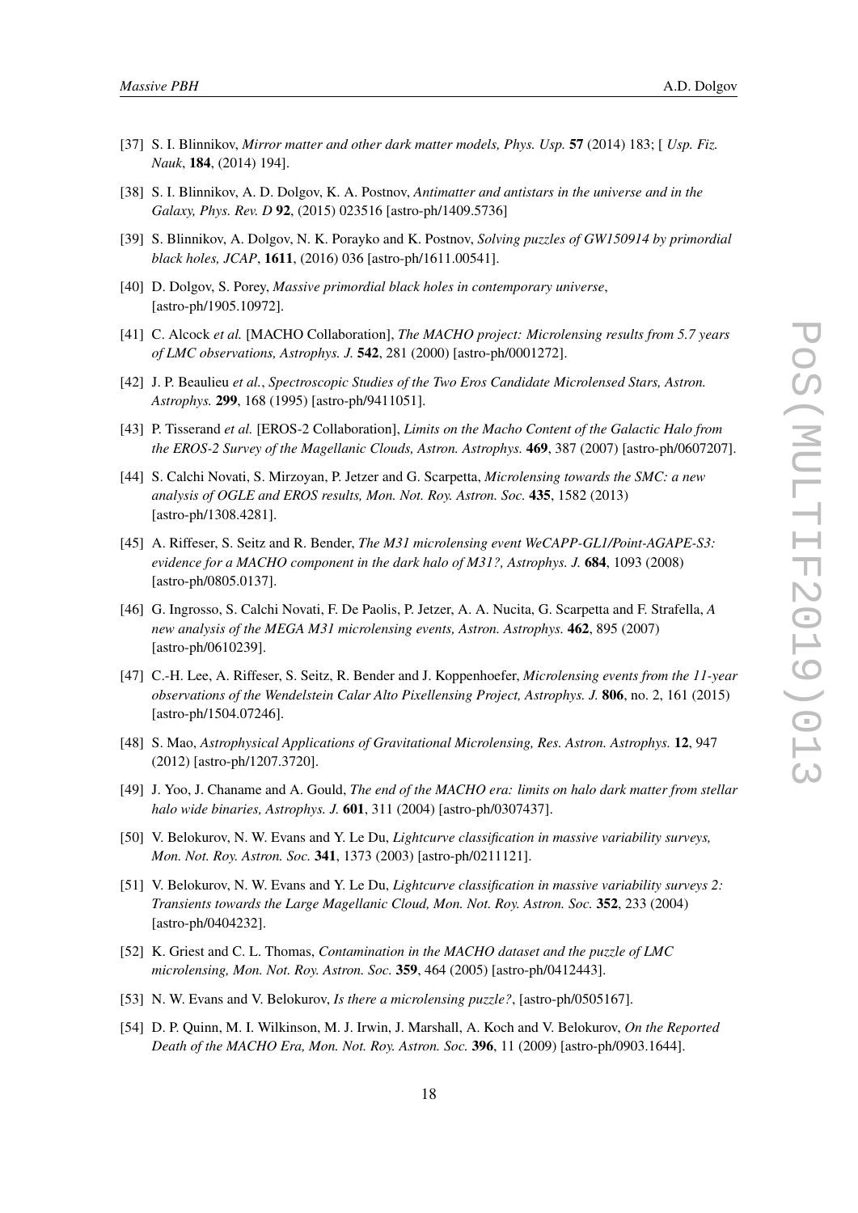[37] S. I. Blinnikov, *Mirror matter and other dark matter models, Phys. Usp.* **57** (2014) 183; [ *Usp. Fiz. Nauk*, **184**, (2014) 194].

[38] S. I. Blinnikov, A. D. Dolgov, K. A. Postnov, *Antimatter and antistars in the universe and in the Galaxy, Phys. Rev. D* **92**, (2015) 023516 [astro-ph/1409.5736]

[39] S. Blinnikov, A. Dolgov, N. K. Porayko and K. Postnov, *Solving puzzles of GW150914 by primordial black holes, JCAP*, **1611**, (2016) 036 [astro-ph/1611.00541].

[40] D. Dolgov, S. Porey, *Massive primordial black holes in contemporary universe*, [astro-ph/1905.10972].

[41] C. Alcock *et al.* [MACHO Collaboration], *The MACHO project: Microlensing results from 5.7 years of LMC observations, Astrophys. J.* **542**, 281 (2000) [astro-ph/0001272].

[42] J. P. Beaulieu *et al.*, *Spectroscopic Studies of the Two Eros Candidate Microlensed Stars, Astron. Astrophys.* **299**, 168 (1995) [astro-ph/9411051].

[43] P. Tisserand *et al.* [EROS-2 Collaboration], *Limits on the Macho Content of the Galactic Halo from the EROS-2 Survey of the Magellanic Clouds, Astron. Astrophys.* **469**, 387 (2007) [astro-ph/0607207].

[44] S. Calchi Novati, S. Mirzoyan, P. Jetzer and G. Scarpetta, *Microlensing towards the SMC: a new analysis of OGLE and EROS results, Mon. Not. Roy. Astron. Soc.* **435**, 1582 (2013) [astro-ph/1308.4281].

[45] A. Riffeser, S. Seitz and R. Bender, *The M31 microlensing event WeCAPP-GL1/Point-AGAPE-S3: evidence for a MACHO component in the dark halo of M31?, Astrophys. J.* **684**, 1093 (2008) [astro-ph/0805.0137].

[46] G. Ingrosso, S. Calchi Novati, F. De Paolis, P. Jetzer, A. A. Nucita, G. Scarpetta and F. Strafella, *A new analysis of the MEGA M31 microlensing events, Astron. Astrophys.* **462**, 895 (2007) [astro-ph/0610239].

[47] C.-H. Lee, A. Riffeser, S. Seitz, R. Bender and J. Koppenhoefer, *Microlensing events from the 11-year observations of the Wendelstein Calar Alto Pixellensing Project, Astrophys. J.* **806**, no. 2, 161 (2015) [astro-ph/1504.07246].

[48] S. Mao, *Astrophysical Applications of Gravitational Microlensing, Res. Astron. Astrophys.* **12**, 947 (2012) [astro-ph/1207.3720].

[49] J. Yoo, J. Chaname and A. Gould, *The end of the MACHO era: limits on halo dark matter from stellar halo wide binaries, Astrophys. J.* **601**, 311 (2004) [astro-ph/0307437].

[50] V. Belokurov, N. W. Evans and Y. Le Du, *Lightcurve classification in massive variability surveys, Mon. Not. Roy. Astron. Soc.* **341**, 1373 (2003) [astro-ph/0211121].

[51] V. Belokurov, N. W. Evans and Y. Le Du, *Lightcurve classification in massive variability surveys 2: Transients towards the Large Magellanic Cloud, Mon. Not. Roy. Astron. Soc.* **352**, 233 (2004) [astro-ph/0404232].

[52] K. Griest and C. L. Thomas, *Contamination in the MACHO dataset and the puzzle of LMC microlensing, Mon. Not. Roy. Astron. Soc.* **359**, 464 (2005) [astro-ph/0412443].

[53] N. W. Evans and V. Belokurov, *Is there a microlensing puzzle?*, [astro-ph/0505167].

[54] D. P. Quinn, M. I. Wilkinson, M. J. Irwin, J. Marshall, A. Koch and V. Belokurov, *On the Reported Death of the MACHO Era, Mon. Not. Roy. Astron. Soc.* **396**, 11 (2009) [astro-ph/0903.1644].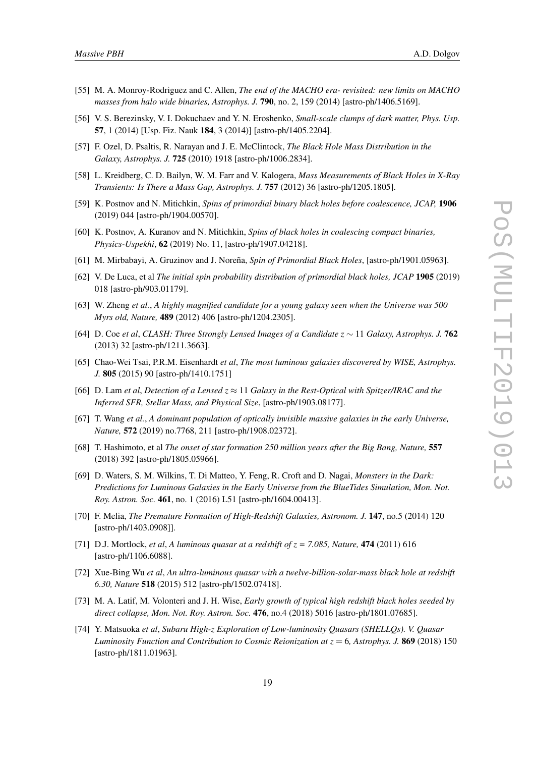[55] M. A. Monroy-Rodriguez and C. Allen, *The end of the MACHO era- revisited: new limits on MACHO masses from halo wide binaries, Astrophys. J.* **790**, no. 2, 159 (2014) [astro-ph/1406.5169].

[56] V. S. Berezinsky, V. I. Dokuchaev and Y. N. Eroshenko, *Small-scale clumps of dark matter, Phys. Usp.* **57**, 1 (2014) [Usp. Fiz. Nauk **184**, 3 (2014)] [astro-ph/1405.2204].

[57] F. Ozel, D. Psaltis, R. Narayan and J. E. McClintock, *The Black Hole Mass Distribution in the Galaxy, Astrophys. J.* **725** (2010) 1918 [astro-ph/1006.2834].

[58] L. Kreidberg, C. D. Bailyn, W. M. Farr and V. Kalogera, *Mass Measurements of Black Holes in X-Ray Transients: Is There a Mass Gap, Astrophys. J.* **757** (2012) 36 [astro-ph/1205.1805].

[59] K. Postnov and N. Mitichkin, *Spins of primordial binary black holes before coalescence, JCAP,* **1906** (2019) 044 [astro-ph/1904.00570].

[60] K. Postnov, A. Kuranov and N. Mitichkin, *Spins of black holes in coalescing compact binaries, Physics-Uspekhi*, **62** (2019) No. 11, [astro-ph/1907.04218].

[61] M. Mirbabayi, A. Gruzinov and J. Noreña, *Spin of Primordial Black Holes*, [astro-ph/1901.05963].

[62] V. De Luca, et al *The initial spin probability distribution of primordial black holes, JCAP* **1905** (2019) 018 [astro-ph/903.01179].

[63] W. Zheng *et al.*, *A highly magnified candidate for a young galaxy seen when the Universe was 500 Myrs old, Nature,* **489** (2012) 406 [astro-ph/1204.2305].

[64] D. Coe *et al*, *CLASH: Three Strongly Lensed Images of a Candidate $z \sim 11$ Galaxy, Astrophys. J.* **762** (2013) 32 [astro-ph/1211.3663].

[65] Chao-Wei Tsai, P.R.M. Eisenhardt *et al*, *The most luminous galaxies discovered by WISE, Astrophys. J.* **805** (2015) 90 [astro-ph/1410.1751]

[66] D. Lam *et al*, *Detection of a Lensed $z \approx 11$ Galaxy in the Rest-Optical with Spitzer/IRAC and the Inferred SFR, Stellar Mass, and Physical Size*, [astro-ph/1903.08177].

[67] T. Wang *et al.*, *A dominant population of optically invisible massive galaxies in the early Universe, Nature,* **572** (2019) no.7768, 211 [astro-ph/1908.02372].

[68] T. Hashimoto, et al *The onset of star formation 250 million years after the Big Bang, Nature,* **557** (2018) 392 [astro-ph/1805.05966].

[69] D. Waters, S. M. Wilkins, T. Di Matteo, Y. Feng, R. Croft and D. Nagai, *Monsters in the Dark: Predictions for Luminous Galaxies in the Early Universe from the BlueTides Simulation, Mon. Not. Roy. Astron. Soc.* **461**, no. 1 (2016) L51 [astro-ph/1604.00413].

[70] F. Melia, *The Premature Formation of High-Redshift Galaxies, Astronom. J.* **147**, no.5 (2014) 120 [astro-ph/1403.0908]].

[71] D.J. Mortlock, *et al*, *A luminous quasar at a redshift of z = 7.085, Nature,* **474** (2011) 616 [astro-ph/1106.6088].

[72] Xue-Bing Wu *et al*, *An ultra-luminous quasar with a twelve-billion-solar-mass black hole at redshift 6.30, Nature* **518** (2015) 512 [astro-ph/1502.07418].

[73] M. A. Latif, M. Volonteri and J. H. Wise, *Early growth of typical high redshift black holes seeded by direct collapse, Mon. Not. Roy. Astron. Soc.* **476**, no.4 (2018) 5016 [astro-ph/1801.07685].

[74] Y. Matsuoka *et al*, *Subaru High-z Exploration of Low-luminosity Quasars (SHELLQs). V. Quasar Luminosity Function and Contribution to Cosmic Reionization at $z = 6$, Astrophys. J.* **869** (2018) 150 [astro-ph/1811.01963].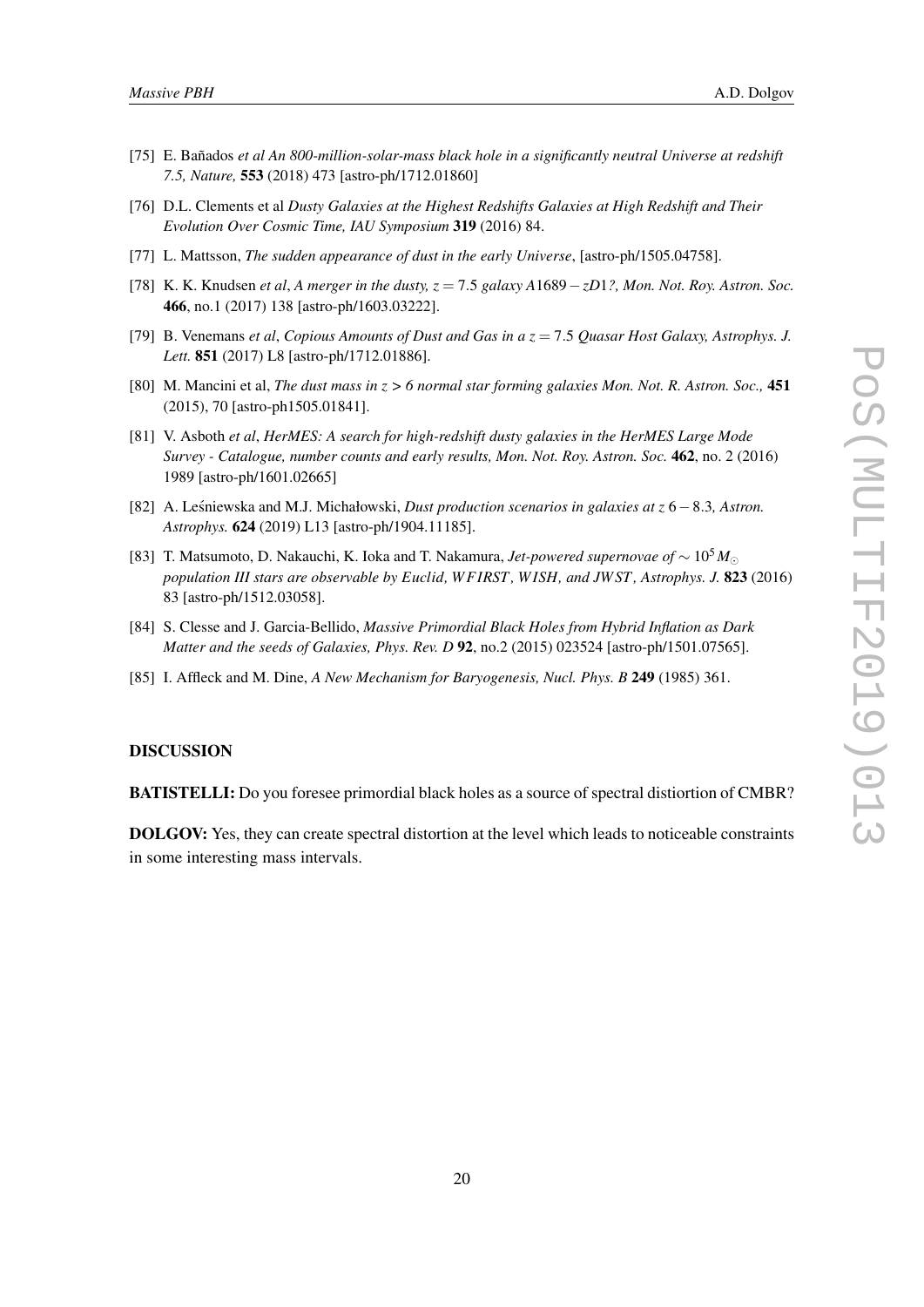[75] E. Bañados *et al An 800-million-solar-mass black hole in a significantly neutral Universe at redshift 7.5, Nature,* **553** (2018) 473 [astro-ph/1712.01860]

[76] D.L. Clements et al *Dusty Galaxies at the Highest Redshifts Galaxies at High Redshift and Their Evolution Over Cosmic Time, IAU Symposium* **319** (2016) 84.

[77] L. Mattsson, *The sudden appearance of dust in the early Universe*, [astro-ph/1505.04758].

[78] K. K. Knudsen *et al*, *A merger in the dusty, $z = 7.5$ galaxy $A1689 - zD1$?, Mon. Not. Roy. Astron. Soc.* **466**, no.1 (2017) 138 [astro-ph/1603.03222].

[79] B. Venemans *et al*, *Copious Amounts of Dust and Gas in a $z = 7.5$ Quasar Host Galaxy, Astrophys. J. Lett.* **851** (2017) L8 [astro-ph/1712.01886].

[80] M. Mancini et al, *The dust mass in $z > 6$ normal star forming galaxies Mon. Not. R. Astron. Soc.,* **451** (2015), 70 [astro-ph1505.01841].

[81] V. Asboth *et al*, *HerMES: A search for high-redshift dusty galaxies in the HerMES Large Mode Survey - Catalogue, number counts and early results, Mon. Not. Roy. Astron. Soc.* **462**, no. 2 (2016) 1989 [astro-ph/1601.02665]

[82] A. Leśniewska and M.J. Michałowski, *Dust production scenarios in galaxies at $z$ 6 − 8.3, Astron. Astrophys.* **624** (2019) L13 [astro-ph/1904.11185].

[83] T. Matsumoto, D. Nakauchi, K. Ioka and T. Nakamura, *Jet-powered supernovae of $\sim 10^5 M_\odot$ population III stars are observable by Euclid, WFIRST, WISH, and JWST, Astrophys. J.* **823** (2016) 83 [astro-ph/1512.03058].

[84] S. Clesse and J. Garcia-Bellido, *Massive Primordial Black Holes from Hybrid Inflation as Dark Matter and the seeds of Galaxies, Phys. Rev. D* **92**, no.2 (2015) 023524 [astro-ph/1501.07565].

[85] I. Affleck and M. Dine, *A New Mechanism for Baryogenesis, Nucl. Phys. B* **249** (1985) 361.

## DISCUSSION

**BATISTELLI:** Do you foresee primordial black holes as a source of spectral distiortion of CMBR?

**DOLGOV:** Yes, they can create spectral distortion at the level which leads to noticeable constraints in some interesting mass intervals.